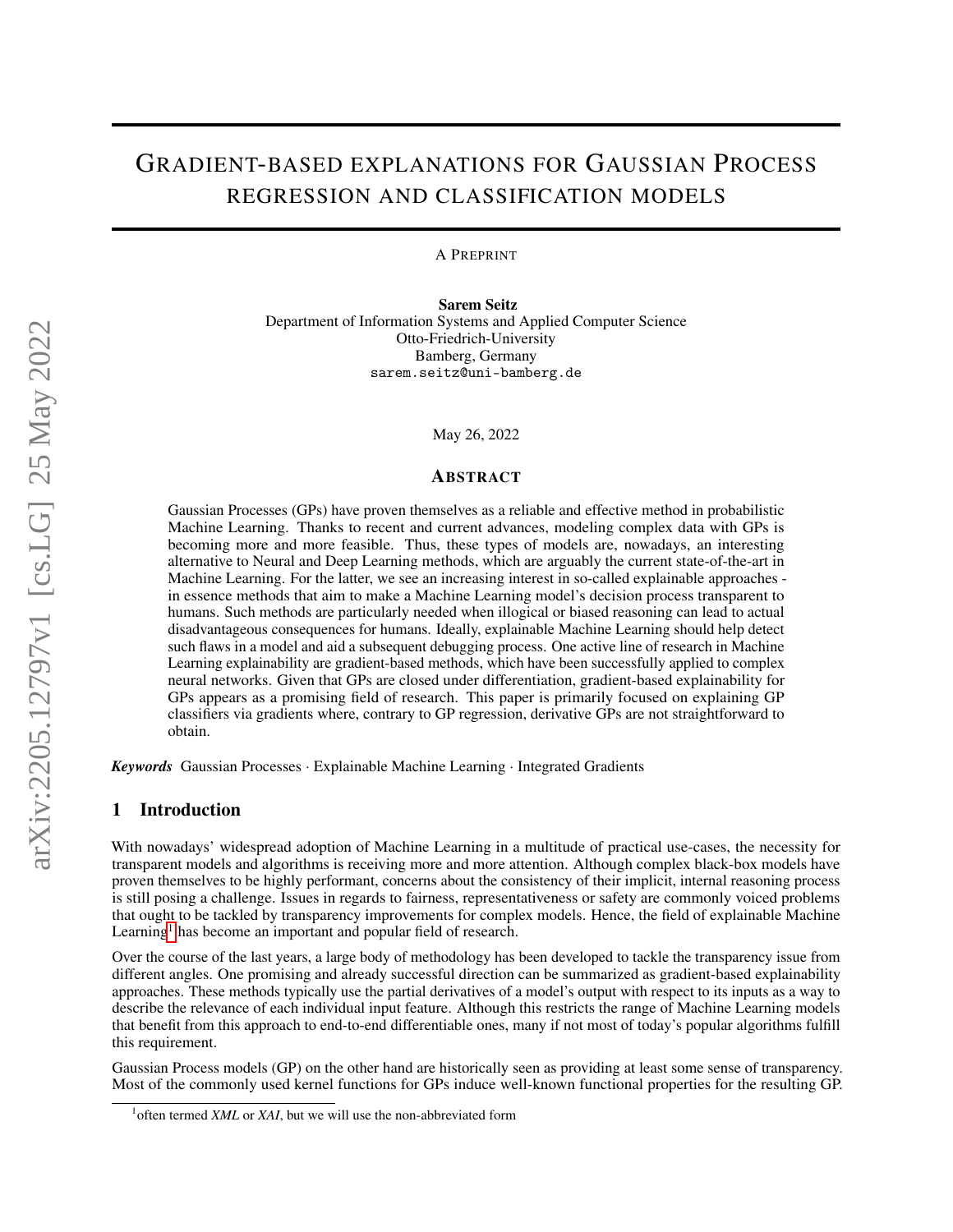# GRADIENT-BASED EXPLANATIONS FOR GAUSSIAN PROCESS REGRESSION AND CLASSIFICATION MODELS

A PREPRINT

**Sarem Seitz**
Department of Information Systems and Applied Computer Science
Otto-Friedrich-University
Bamberg, Germany
sarem.seitz@uni-bamberg.de

May 26, 2022

## ABSTRACT

Gaussian Processes (GPs) have proven themselves as a reliable and effective method in probabilistic Machine Learning. Thanks to recent and current advances, modeling complex data with GPs is becoming more and more feasible. Thus, these types of models are, nowadays, an interesting alternative to Neural and Deep Learning methods, which are arguably the current state-of-the-art in Machine Learning. For the latter, we see an increasing interest in so-called explainable approaches - in essence methods that aim to make a Machine Learning model's decision process transparent to humans. Such methods are particularly needed when illogical or biased reasoning can lead to actual disadvantageous consequences for humans. Ideally, explainable Machine Learning should help detect such flaws in a model and aid a subsequent debugging process. One active line of research in Machine Learning explainability are gradient-based methods, which have been successfully applied to complex neural networks. Given that GPs are closed under differentiation, gradient-based explainability for GPs appears as a promising field of research. This paper is primarily focused on explaining GP classifiers via gradients where, contrary to GP regression, derivative GPs are not straightforward to obtain.

***Keywords*** Gaussian Processes · Explainable Machine Learning · Integrated Gradients

## 1 Introduction

With nowadays' widespread adoption of Machine Learning in a multitude of practical use-cases, the necessity for transparent models and algorithms is receiving more and more attention. Although complex black-box models have proven themselves to be highly performant, concerns about the consistency of their implicit, internal reasoning process is still posing a challenge. Issues in regards to fairness, representativeness or safety are commonly voiced problems that ought to be tackled by transparency improvements for complex models. Hence, the field of explainable Machine Learning[1] has become an important and popular field of research.

Over the course of the last years, a large body of methodology has been developed to tackle the transparency issue from different angles. One promising and already successful direction can be summarized as gradient-based explainability approaches. These methods typically use the partial derivatives of a model's output with respect to its inputs as a way to describe the relevance of each individual input feature. Although this restricts the range of Machine Learning models that benefit from this approach to end-to-end differentiable ones, many if not most of today's popular algorithms fulfill this requirement.

Gaussian Process models (GP) on the other hand are historically seen as providing at least some sense of transparency. Most of the commonly used kernel functions for GPs induce well-known functional properties for the resulting GP.

[1] often termed *XML* or *XAI*, but we will use the non-abbreviated form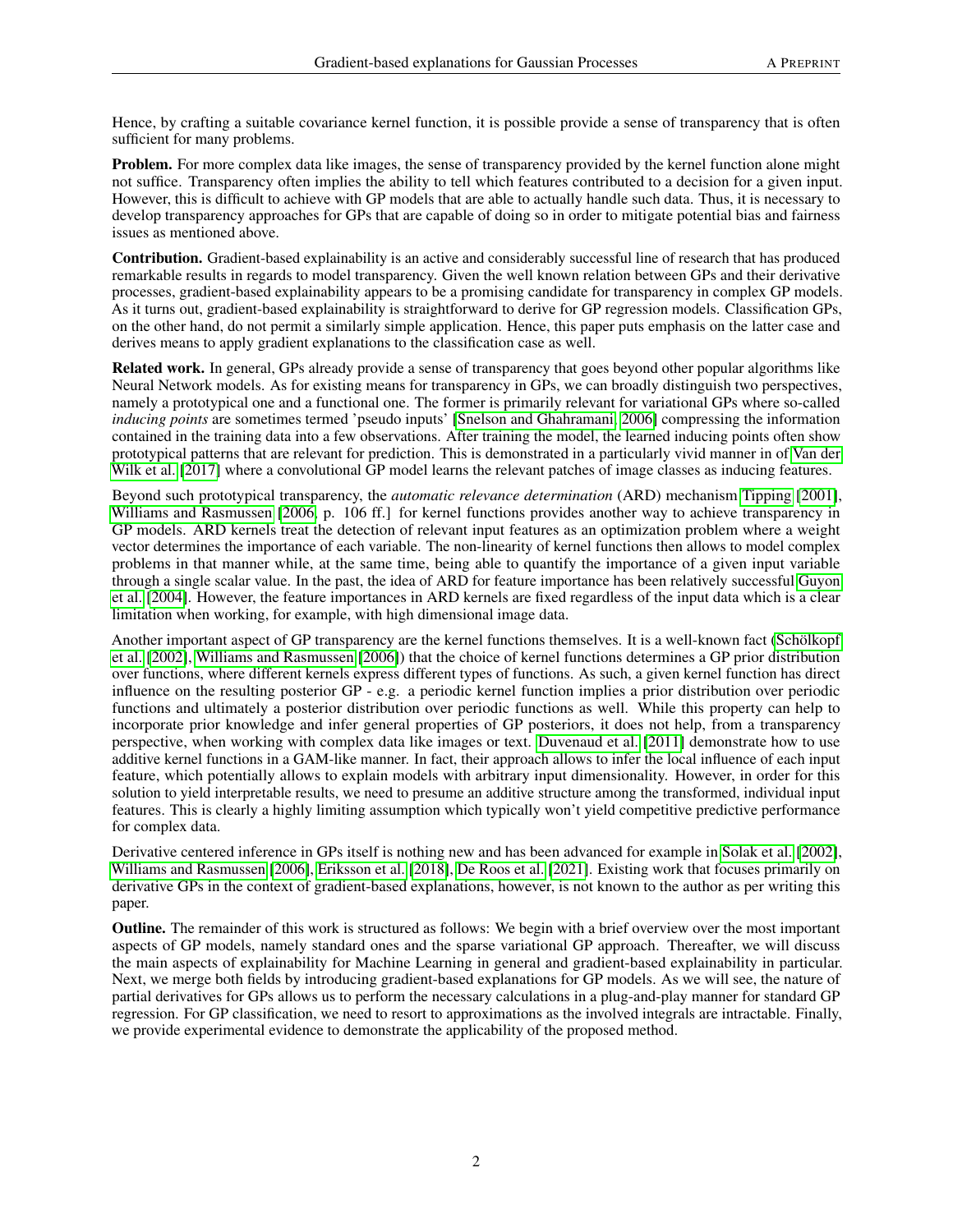Hence, by crafting a suitable covariance kernel function, it is possible provide a sense of transparency that is often sufficient for many problems.

**Problem.** For more complex data like images, the sense of transparency provided by the kernel function alone might not suffice. Transparency often implies the ability to tell which features contributed to a decision for a given input. However, this is difficult to achieve with GP models that are able to actually handle such data. Thus, it is necessary to develop transparency approaches for GPs that are capable of doing so in order to mitigate potential bias and fairness issues as mentioned above.

**Contribution.** Gradient-based explainability is an active and considerably successful line of research that has produced remarkable results in regards to model transparency. Given the well known relation between GPs and their derivative processes, gradient-based explainability appears to be a promising candidate for transparency in complex GP models. As it turns out, gradient-based explainability is straightforward to derive for GP regression models. Classification GPs, on the other hand, do not permit a similarly simple application. Hence, this paper puts emphasis on the latter case and derives means to apply gradient explanations to the classification case as well.

**Related work.** In general, GPs already provide a sense of transparency that goes beyond other popular algorithms like Neural Network models. As for existing means for transparency in GPs, we can broadly distinguish two perspectives, namely a prototypical one and a functional one. The former is primarily relevant for variational GPs where so-called *inducing points* are sometimes termed 'pseudo inputs' [Snelson and Ghahramani, 2006] compressing the information contained in the training data into a few observations. After training the model, the learned inducing points often show prototypical patterns that are relevant for prediction. This is demonstrated in a particularly vivid manner in of Van der Wilk et al. [2017] where a convolutional GP model learns the relevant patches of image classes as inducing features.

Beyond such prototypical transparency, the *automatic relevance determination* (ARD) mechanism Tipping [2001], Williams and Rasmussen [2006, p. 106 ff.] for kernel functions provides another way to achieve transparency in GP models. ARD kernels treat the detection of relevant input features as an optimization problem where a weight vector determines the importance of each variable. The non-linearity of kernel functions then allows to model complex problems in that manner while, at the same time, being able to quantify the importance of a given input variable through a single scalar value. In the past, the idea of ARD for feature importance has been relatively successful Guyon et al. [2004]. However, the feature importances in ARD kernels are fixed regardless of the input data which is a clear limitation when working, for example, with high dimensional image data.

Another important aspect of GP transparency are the kernel functions themselves. It is a well-known fact (Schölkopf et al. [2002], Williams and Rasmussen [2006]) that the choice of kernel functions determines a GP prior distribution over functions, where different kernels express different types of functions. As such, a given kernel function has direct influence on the resulting posterior GP - e.g. a periodic kernel function implies a prior distribution over periodic functions and ultimately a posterior distribution over periodic functions as well. While this property can help to incorporate prior knowledge and infer general properties of GP posteriors, it does not help, from a transparency perspective, when working with complex data like images or text. Duvenaud et al. [2011] demonstrate how to use additive kernel functions in a GAM-like manner. In fact, their approach allows to infer the local influence of each input feature, which potentially allows to explain models with arbitrary input dimensionality. However, in order for this solution to yield interpretable results, we need to presume an additive structure among the transformed, individual input features. This is clearly a highly limiting assumption which typically won't yield competitive predictive performance for complex data.

Derivative centered inference in GPs itself is nothing new and has been advanced for example in Solak et al. [2002], Williams and Rasmussen [2006], Eriksson et al. [2018], De Roos et al. [2021]. Existing work that focuses primarily on derivative GPs in the context of gradient-based explanations, however, is not known to the author as per writing this paper.

**Outline.** The remainder of this work is structured as follows: We begin with a brief overview over the most important aspects of GP models, namely standard ones and the sparse variational GP approach. Thereafter, we will discuss the main aspects of explainability for Machine Learning in general and gradient-based explainability in particular. Next, we merge both fields by introducing gradient-based explanations for GP models. As we will see, the nature of partial derivatives for GPs allows us to perform the necessary calculations in a plug-and-play manner for standard GP regression. For GP classification, we need to resort to approximations as the involved integrals are intractable. Finally, we provide experimental evidence to demonstrate the applicability of the proposed method.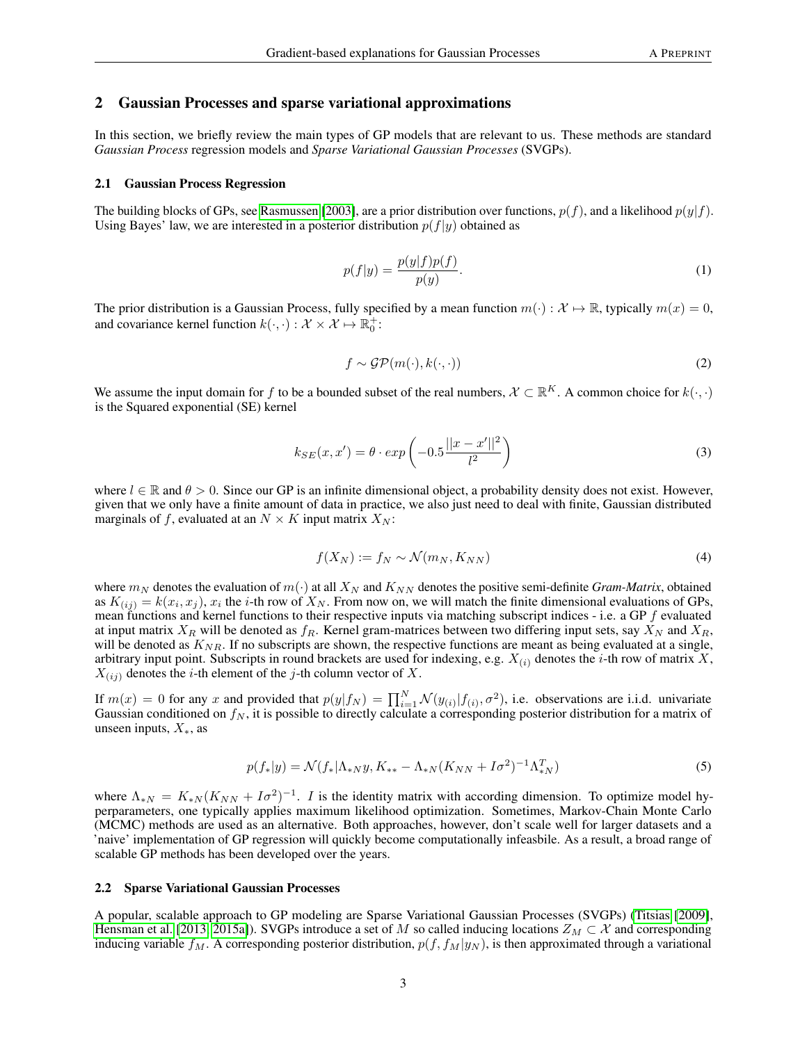## 2 Gaussian Processes and sparse variational approximations

In this section, we briefly review the main types of GP models that are relevant to us. These methods are standard *Gaussian Process* regression models and *Sparse Variational Gaussian Processes* (SVGPs).

### 2.1 Gaussian Process Regression

The building blocks of GPs, see Rasmussen [2003], are a prior distribution over functions, $p(f)$, and a likelihood $p(y|f)$. Using Bayes' law, we are interested in a posterior distribution $p(f|y)$ obtained as

$$p(f|y) = \frac{p(y|f)p(f)}{p(y)}. \tag{1}$$

The prior distribution is a Gaussian Process, fully specified by a mean function $m(\cdot) : \mathcal{X} \mapsto \mathbb{R}$, typically $m(x) = 0$, and covariance kernel function $k(\cdot, \cdot) : \mathcal{X} \times \mathcal{X} \mapsto \mathbb{R}_0^+$:

$$f \sim \mathcal{GP}(m(\cdot), k(\cdot, \cdot)) \tag{2}$$

We assume the input domain for $f$ to be a bounded subset of the real numbers, $\mathcal{X} \subset \mathbb{R}^K$. A common choice for $k(\cdot, \cdot)$ is the Squared exponential (SE) kernel

$$k_{SE}(x, x') = \theta \cdot exp\left(-0.5\frac{||x - x'||^2}{l^2}\right) \tag{3}$$

where $l \in \mathbb{R}$ and $\theta > 0$. Since our GP is an infinite dimensional object, a probability density does not exist. However, given that we only have a finite amount of data in practice, we also just need to deal with finite, Gaussian distributed marginals of $f$, evaluated at an $N \times K$ input matrix $X_N$:

$$f(X_N) := f_N \sim \mathcal{N}(m_N, K_{NN}) \tag{4}$$

where $m_N$ denotes the evaluation of $m(\cdot)$ at all $X_N$ and $K_{NN}$ denotes the positive semi-definite *Gram-Matrix*, obtained as $K_{(ij)} = k(x_i, x_j)$, $x_i$ the $i$-th row of $X_N$. From now on, we will match the finite dimensional evaluations of GPs, mean functions and kernel functions to their respective inputs via matching subscript indices - i.e. a GP $f$ evaluated at input matrix $X_R$ will be denoted as $f_R$. Kernel gram-matrices between two differing input sets, say $X_N$ and $X_R$, will be denoted as $K_{NR}$. If no subscripts are shown, the respective functions are meant as being evaluated at a single, arbitrary input point. Subscripts in round brackets are used for indexing, e.g. $X_{(i)}$ denotes the $i$-th row of matrix $X$, $X_{(ij)}$ denotes the $i$-th element of the $j$-th column vector of $X$.

If $m(x) = 0$ for any $x$ and provided that $p(y|f_N) = \prod_{i=1}^N \mathcal{N}(y_{(i)}|f_{(i)}, \sigma^2)$, i.e. observations are i.i.d. univariate Gaussian conditioned on $f_N$, it is possible to directly calculate a corresponding posterior distribution for a matrix of unseen inputs, $X_*$, as

$$p(f_*|y) = \mathcal{N}(f_*|\Lambda_{*N}y, K_{**} - \Lambda_{*N}(K_{NN} + I\sigma^2)^{-1}\Lambda_{*N}^T) \tag{5}$$

where $\Lambda_{*N} = K_{*N}(K_{NN} + I\sigma^2)^{-1}$. $I$ is the identity matrix with according dimension. To optimize model hyperparameters, one typically applies maximum likelihood optimization. Sometimes, Markov-Chain Monte Carlo (MCMC) methods are used as an alternative. Both approaches, however, don't scale well for larger datasets and a 'naive' implementation of GP regression will quickly become computationally infeasbile. As a result, a broad range of scalable GP methods has been developed over the years.

### 2.2 Sparse Variational Gaussian Processes

A popular, scalable approach to GP modeling are Sparse Variational Gaussian Processes (SVGPs) (Titsias [2009], Hensman et al. [2013, 2015a]). SVGPs introduce a set of $M$ so called inducing locations $Z_M \subset \mathcal{X}$ and corresponding inducing variable $f_M$. A corresponding posterior distribution, $p(f, f_M|y_N)$, is then approximated through a variational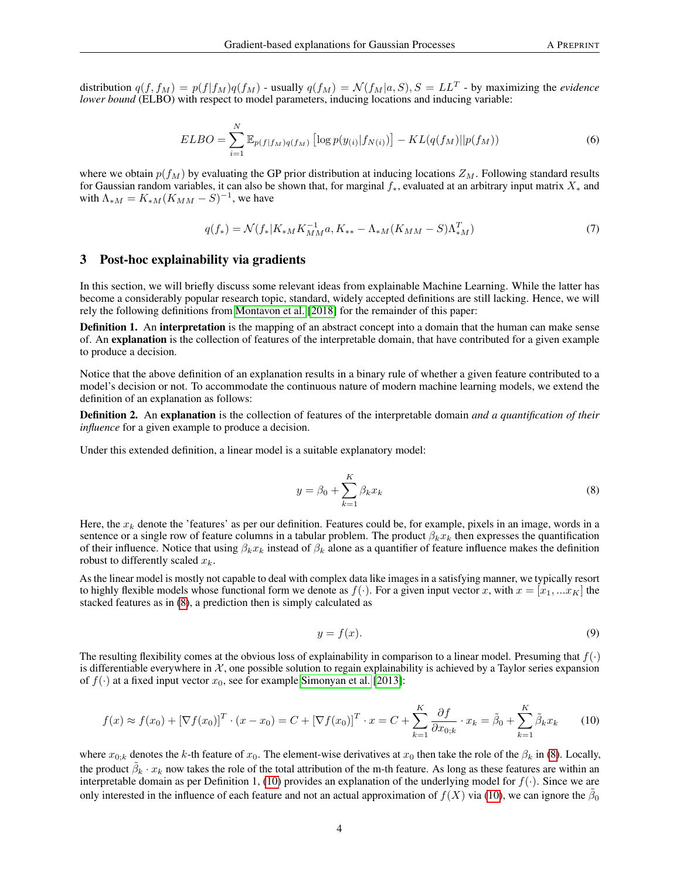distribution $q(f, f_M) = p(f|f_M)q(f_M)$ - usually $q(f_M) = \mathcal{N}(f_M|a, S), S = LL^T$ - by maximizing the *evidence lower bound* (ELBO) with respect to model parameters, inducing locations and inducing variable:

$$ELBO = \sum_{i=1}^{N} \mathbb{E}_{p(f|f_M)q(f_M)} \left[\log p(y_{(i)}|f_{N(i)})\right] - KL(q(f_M)||p(f_M)) \tag{6}$$

where we obtain $p(f_M)$ by evaluating the GP prior distribution at inducing locations $Z_M$. Following standard results for Gaussian random variables, it can also be shown that, for marginal $f_*$, evaluated at an arbitrary input matrix $X_*$ and with $\Lambda_{*M} = K_{*M}(K_{MM} - S)^{-1}$, we have

$$q(f_*) = \mathcal{N}(f_*|K_{*M}K_{MM}^{-1}a, K_{**} - \Lambda_{*M}(K_{MM} - S)\Lambda_{*M}^T) \tag{7}$$

## 3 Post-hoc explainability via gradients

In this section, we will briefly discuss some relevant ideas from explainable Machine Learning. While the latter has become a considerably popular research topic, standard, widely accepted definitions are still lacking. Hence, we will rely the following definitions from Montavon et al. [2018] for the remainder of this paper:

**Definition 1.** An **interpretation** is the mapping of an abstract concept into a domain that the human can make sense of. An **explanation** is the collection of features of the interpretable domain, that have contributed for a given example to produce a decision.

Notice that the above definition of an explanation results in a binary rule of whether a given feature contributed to a model's decision or not. To accommodate the continuous nature of modern machine learning models, we extend the definition of an explanation as follows:

**Definition 2.** An **explanation** is the collection of features of the interpretable domain *and a quantification of their influence* for a given example to produce a decision.

Under this extended definition, a linear model is a suitable explanatory model:

$$y = \beta_0 + \sum_{k=1}^{K} \beta_k x_k \tag{8}$$

Here, the $x_k$ denote the 'features' as per our definition. Features could be, for example, pixels in an image, words in a sentence or a single row of feature columns in a tabular problem. The product $\beta_k x_k$ then expresses the quantification of their influence. Notice that using $\beta_k x_k$ instead of $\beta_k$ alone as a quantifier of feature influence makes the definition robust to differently scaled $x_k$.

As the linear model is mostly not capable to deal with complex data like images in a satisfying manner, we typically resort to highly flexible models whose functional form we denote as $f(\cdot)$. For a given input vector $x$, with $x = [x_1, ...x_K]$ the stacked features as in (8), a prediction then is simply calculated as

$$y = f(x). \tag{9}$$

The resulting flexibility comes at the obvious loss of explainability in comparison to a linear model. Presuming that $f(\cdot)$ is differentiable everywhere in $\mathcal{X}$, one possible solution to regain explainability is achieved by a Taylor series expansion of $f(\cdot)$ at a fixed input vector $x_0$, see for example Simonyan et al. [2013]:

$$f(x) \approx f(x_0) + [\nabla f(x_0)]^T \cdot (x - x_0) = C + [\nabla f(x_0)]^T \cdot x = C + \sum_{k=1}^{K} \frac{\partial f}{\partial x_{0;k}} \cdot x_k = \tilde{\beta}_0 + \sum_{k=1}^{K} \tilde{\beta}_k x_k \tag{10}$$

where $x_{0;k}$ denotes the $k$-th feature of $x_0$. The element-wise derivatives at $x_0$ then take the role of the $\beta_k$ in (8). Locally, the product $\tilde{\beta}_k \cdot x_k$ now takes the role of the total attribution of the m-th feature. As long as these features are within an interpretable domain as per Definition 1, (10) provides an explanation of the underlying model for $f(\cdot)$. Since we are only interested in the influence of each feature and not an actual approximation of $f(X)$ via (10), we can ignore the $\tilde{\beta}_0$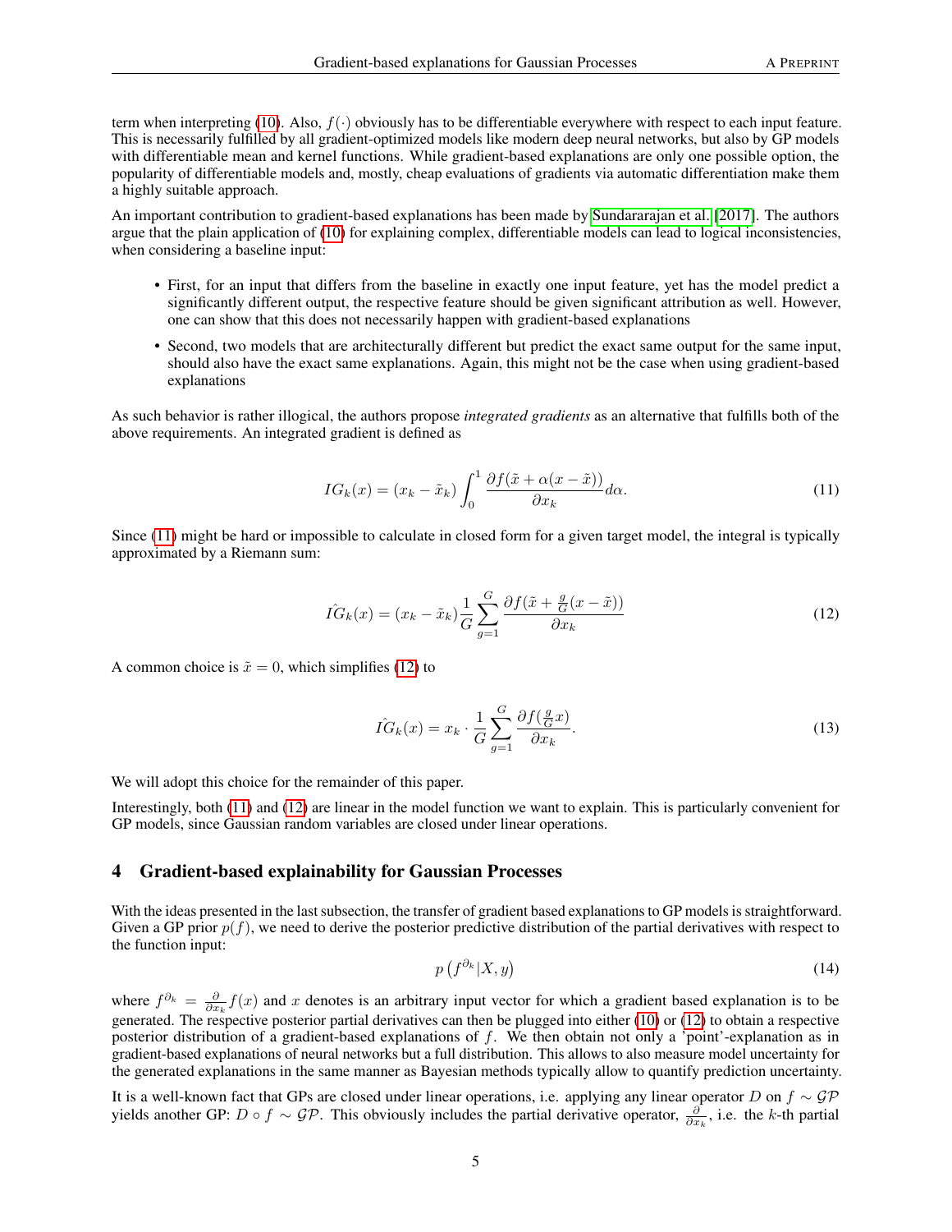term when interpreting (10). Also, $f(\cdot)$ obviously has to be differentiable everywhere with respect to each input feature. This is necessarily fulfilled by all gradient-optimized models like modern deep neural networks, but also by GP models with differentiable mean and kernel functions. While gradient-based explanations are only one possible option, the popularity of differentiable models and, mostly, cheap evaluations of gradients via automatic differentiation make them a highly suitable approach.

An important contribution to gradient-based explanations has been made by Sundararajan et al. [2017]. The authors argue that the plain application of (10) for explaining complex, differentiable models can lead to logical inconsistencies, when considering a baseline input:

- First, for an input that differs from the baseline in exactly one input feature, yet has the model predict a significantly different output, the respective feature should be given significant attribution as well. However, one can show that this does not necessarily happen with gradient-based explanations
- Second, two models that are architecturally different but predict the exact same output for the same input, should also have the exact same explanations. Again, this might not be the case when using gradient-based explanations

As such behavior is rather illogical, the authors propose *integrated gradients* as an alternative that fulfills both of the above requirements. An integrated gradient is defined as

$$IG_k(x) = (x_k - \tilde{x}_k) \int_0^1 \frac{\partial f(\tilde{x} + \alpha(x - \tilde{x}))}{\partial x_k} d\alpha. \tag{11}$$

Since (11) might be hard or impossible to calculate in closed form for a given target model, the integral is typically approximated by a Riemann sum:

$$\hat{IG}_k(x) = (x_k - \tilde{x}_k) \frac{1}{G} \sum_{g=1}^{G} \frac{\partial f(\tilde{x} + \frac{g}{G}(x - \tilde{x}))}{\partial x_k} \tag{12}$$

A common choice is $\tilde{x} = 0$, which simplifies (12) to

$$\hat{IG}_k(x) = x_k \cdot \frac{1}{G} \sum_{g=1}^{G} \frac{\partial f(\frac{g}{G}x)}{\partial x_k}. \tag{13}$$

We will adopt this choice for the remainder of this paper.

Interestingly, both (11) and (12) are linear in the model function we want to explain. This is particularly convenient for GP models, since Gaussian random variables are closed under linear operations.

## 4 Gradient-based explainability for Gaussian Processes

With the ideas presented in the last subsection, the transfer of gradient based explanations to GP models is straightforward. Given a GP prior $p(f)$, we need to derive the posterior predictive distribution of the partial derivatives with respect to the function input:

$$p\left(f^{\partial_k} | X, y\right) \tag{14}$$

where $f^{\partial_k} = \frac{\partial}{\partial x_k} f(x)$ and $x$ denotes is an arbitrary input vector for which a gradient based explanation is to be generated. The respective posterior partial derivatives can then be plugged into either (10) or (12) to obtain a respective posterior distribution of a gradient-based explanations of $f$. We then obtain not only a 'point'-explanation as in gradient-based explanations of neural networks but a full distribution. This allows to also measure model uncertainty for the generated explanations in the same manner as Bayesian methods typically allow to quantify prediction uncertainty.

It is a well-known fact that GPs are closed under linear operations, i.e. applying any linear operator $D$ on $f \sim \mathcal{GP}$ yields another GP: $D \circ f \sim \mathcal{GP}$. This obviously includes the partial derivative operator, $\frac{\partial}{\partial x_k}$, i.e. the $k$-th partial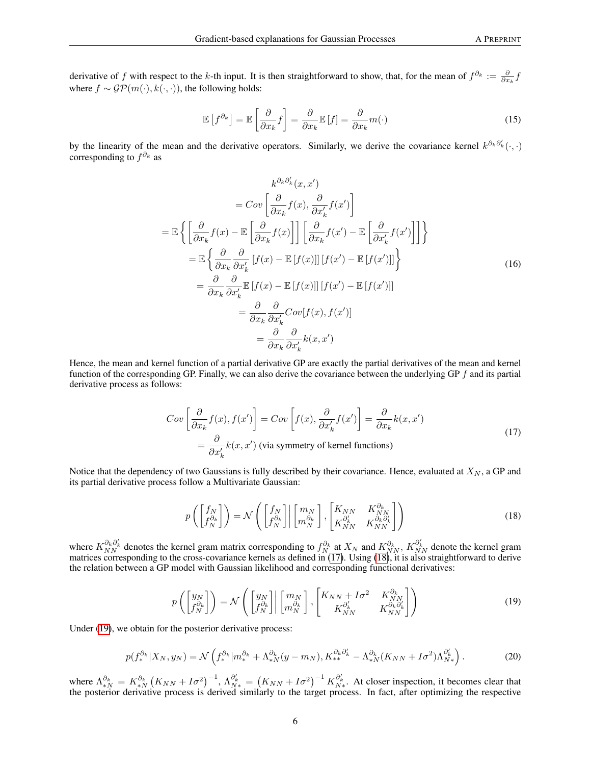derivative of $f$ with respect to the $k$-th input. It is then straightforward to show, that, for the mean of $f^{\partial_k} := \frac{\partial}{\partial x_k} f$ where $f \sim \mathcal{GP}(m(\cdot), k(\cdot, \cdot))$, the following holds:

$$
\mathbb{E}\left[f^{\partial_k}\right] = \mathbb{E}\left[\frac{\partial}{\partial x_k} f\right] = \frac{\partial}{\partial x_k}\mathbb{E}\left[f\right] = \frac{\partial}{\partial x_k} m(\cdot) \tag{15}
$$

by the linearity of the mean and the derivative operators. Similarly, we derive the covariance kernel $k^{\partial_k \partial_k'}(\cdot, \cdot)$ corresponding to $f^{\partial_k}$ as

$$
\begin{aligned}
& k^{\partial_k \partial_k'}(x, x') \\
&= Cov\left[\frac{\partial}{\partial x_k} f(x), \frac{\partial}{\partial x_k'} f(x')\right] \\
&= \mathbb{E}\left\{\left[\frac{\partial}{\partial x_k} f(x) - \mathbb{E}\left[\frac{\partial}{\partial x_k} f(x)\right]\right]\left[\frac{\partial}{\partial x_k} f(x') - \mathbb{E}\left[\frac{\partial}{\partial x_k'} f(x')\right]\right]\right\} \\
&= \mathbb{E}\left\{\frac{\partial}{\partial x_k}\frac{\partial}{\partial x_k'}\left[f(x) - \mathbb{E}\left[f(x)\right]\right]\left[f(x') - \mathbb{E}\left[f(x')\right]\right]\right\} \\
&= \frac{\partial}{\partial x_k}\frac{\partial}{\partial x_k'}\mathbb{E}\left[f(x) - \mathbb{E}\left[f(x)\right]\right]\left[f(x') - \mathbb{E}\left[f(x')\right]\right] \\
&= \frac{\partial}{\partial x_k}\frac{\partial}{\partial x_k'} Cov[f(x), f(x')] \\
&= \frac{\partial}{\partial x_k}\frac{\partial}{\partial x_k'} k(x, x')
\end{aligned} \tag{16}
$$

Hence, the mean and kernel function of a partial derivative GP are exactly the partial derivatives of the mean and kernel function of the corresponding GP. Finally, we can also derive the covariance between the underlying GP $f$ and its partial derivative process as follows:

$$
\begin{aligned}
Cov\left[\frac{\partial}{\partial x_k} f(x), f(x')\right] &= Cov\left[f(x), \frac{\partial}{\partial x_k'} f(x')\right] = \frac{\partial}{\partial x_k} k(x, x') \\
&= \frac{\partial}{\partial x_k'} k(x, x') \text{ (via symmetry of kernel functions)}
\end{aligned} \tag{17}
$$

Notice that the dependency of two Gaussians is fully described by their covariance. Hence, evaluated at $X_N$, a GP and its partial derivative process follow a Multivariate Gaussian:

$$
p\left(\begin{bmatrix} f_N \\ f_N^{\partial_k} \end{bmatrix}\right) = \mathcal{N}\left(\begin{bmatrix} f_N \\ f_N^{\partial_k} \end{bmatrix} \middle| \begin{bmatrix} m_N \\ m_N^{\partial_k} \end{bmatrix}, \begin{bmatrix} K_{NN} & K_{NN}^{\partial_k} \\ K_{NN}^{\partial_k'} & K_{NN}^{\partial_k \partial_k'} \end{bmatrix}\right) \tag{18}
$$

where $K_{NN}^{\partial_k \partial_k'}$ denotes the kernel gram matrix corresponding to $f_N^{\partial_k}$ at $X_N$ and $K_{NN}^{\partial_k}$, $K_{NN}^{\partial_k'}$ denote the kernel gram matrices corresponding to the cross-covariance kernels as defined in (17). Using (18), it is also straightforward to derive the relation between a GP model with Gaussian likelihood and corresponding functional derivatives:

$$
p\left(\begin{bmatrix} y_N \\ f_N^{\partial_k} \end{bmatrix}\right) = \mathcal{N}\left(\begin{bmatrix} y_N \\ f_N^{\partial_k} \end{bmatrix} \middle| \begin{bmatrix} m_N \\ m_N^{\partial_k} \end{bmatrix}, \begin{bmatrix} K_{NN} + I\sigma^2 & K_{NN}^{\partial_k} \\ K_{NN}^{\partial_k'} & K_{NN}^{\partial_k \partial_k'} \end{bmatrix}\right) \tag{19}
$$

Under (19), we obtain for the posterior derivative process:

$$
p(f_*^{\partial_k} | X_N, y_N) = \mathcal{N}\left(f_*^{\partial_k} | m_*^{\partial_k} + \Lambda_{*N}^{\partial_k}(y - m_N), K_{**}^{\partial_k \partial_k'} - \Lambda_{*N}^{\partial_k}(K_{NN} + I\sigma^2)\Lambda_{N*}^{\partial_k'}\right). \tag{20}
$$

where $\Lambda_{*N}^{\partial_k} = K_{*N}^{\partial_k}\left(K_{NN} + I\sigma^2\right)^{-1}$, $\Lambda_{N*}^{\partial_k'} = \left(K_{NN} + I\sigma^2\right)^{-1} K_{N*}^{\partial_k'}$. At closer inspection, it becomes clear that the posterior derivative process is derived similarly to the target process. In fact, after optimizing the respective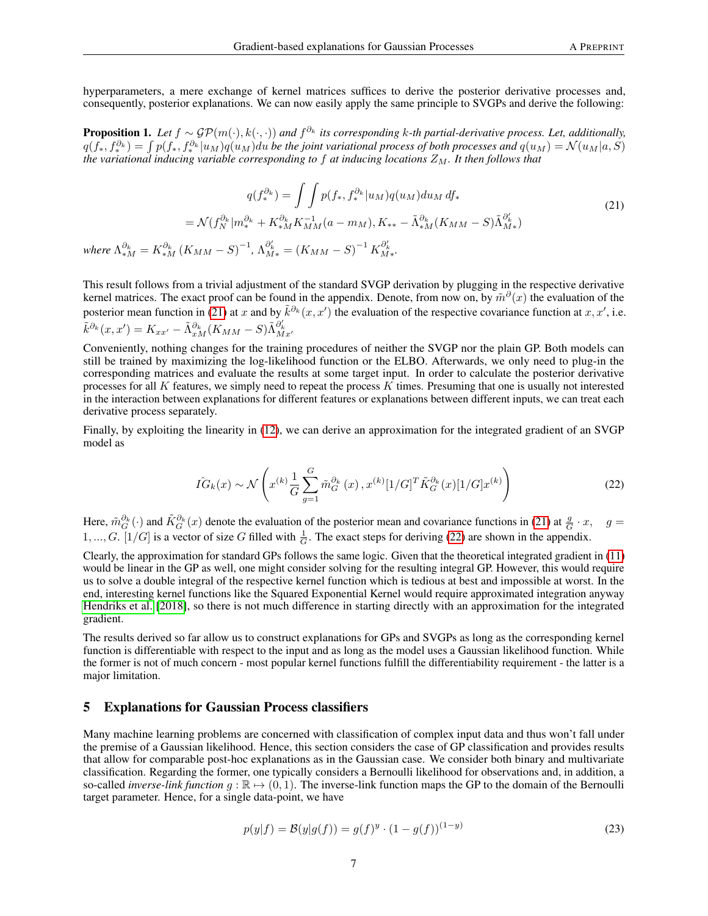hyperparameters, a mere exchange of kernel matrices suffices to derive the posterior derivative processes and, consequently, posterior explanations. We can now easily apply the same principle to SVGPs and derive the following:

**Proposition 1.** *Let $f \sim \mathcal{GP}(m(\cdot), k(\cdot, \cdot))$ and $f^{\partial_k}$ its corresponding $k$-th partial-derivative process. Let, additionally, $q(f_*, f_*^{\partial_k}) = \int p(f_*, f_*^{\partial_k}|u_M)q(u_M)du$ be the joint variational process of both processes and $q(u_M) = \mathcal{N}(u_M|a, S)$ the variational inducing variable corresponding to $f$ at inducing locations $Z_M$. It then follows that*

$$
\begin{aligned}
q(f_*^{\partial_k}) &= \int \int p(f_*, f_*^{\partial_k}|u_M)q(u_M)du_M \, df_* \\
&= \mathcal{N}(f_N^{\partial_k}|m_*^{\partial_k} + K_{*M}^{\partial_k}K_{MM}^{-1}(a - m_M), K_{**} - \tilde{\Lambda}_{*M}^{\partial_k}(K_{MM} - S)\tilde{\Lambda}_{M*}^{\partial_k'})
\end{aligned}
\tag{21}
$$

*where $\Lambda_{*M}^{\partial_k} = K_{*M}^{\partial_k}(K_{MM} - S)^{-1}$, $\Lambda_{M*}^{\partial_k'} = (K_{MM} - S)^{-1} K_{M*}^{\partial_k'}$.*

This result follows from a trivial adjustment of the standard SVGP derivation by plugging in the respective derivative kernel matrices. The exact proof can be found in the appendix. Denote, from now on, by $\tilde{m}^{\partial}(x)$ the evaluation of the posterior mean function in (21) at $x$ and by $\tilde{k}^{\partial_k}(x, x')$ the evaluation of the respective covariance function at $x, x'$, i.e. $\tilde{k}^{\partial_k}(x, x') = K_{xx'} - \tilde{\Lambda}_{xM}^{\partial_k}(K_{MM} - S)\tilde{\Lambda}_{Mx'}^{\partial_k'}$

Conveniently, nothing changes for the training procedures of neither the SVGP nor the plain GP. Both models can still be trained by maximizing the log-likelihood function or the ELBO. Afterwards, we only need to plug-in the corresponding matrices and evaluate the results at some target input. In order to calculate the posterior derivative processes for all $K$ features, we simply need to repeat the process $K$ times. Presuming that one is usually not interested in the interaction between explanations for different features or explanations between different inputs, we can treat each derivative process separately.

Finally, by exploiting the linearity in (12), we can derive an approximation for the integrated gradient of an SVGP model as

$$
\hat{IG}_k(x) \sim \mathcal{N}\left(x^{(k)} \frac{1}{G} \sum_{g=1}^{G} \tilde{m}_G^{\partial_k}(x), x^{(k)}[1/G]^T \tilde{K}_G^{\partial_k}(x)[1/G]x^{(k)}\right)
\tag{22}
$$

Here, $\tilde{m}_G^{\partial_k}(\cdot)$ and $\tilde{K}_G^{\partial_k}(x)$ denote the evaluation of the posterior mean and covariance functions in (21) at $\frac{g}{G} \cdot x, \quad g = 1, ..., G$. $[1/G]$ is a vector of size $G$ filled with $\frac{1}{G}$. The exact steps for deriving (22) are shown in the appendix.

Clearly, the approximation for standard GPs follows the same logic. Given that the theoretical integrated gradient in (11) would be linear in the GP as well, one might consider solving for the resulting integral GP. However, this would require us to solve a double integral of the respective kernel function which is tedious at best and impossible at worst. In the end, interesting kernel functions like the Squared Exponential Kernel would require approximated integration anyway Hendriks et al. [2018], so there is not much difference in starting directly with an approximation for the integrated gradient.

The results derived so far allow us to construct explanations for GPs and SVGPs as long as the corresponding kernel function is differentiable with respect to the input and as long as the model uses a Gaussian likelihood function. While the former is not of much concern - most popular kernel functions fulfill the differentiability requirement - the latter is a major limitation.

## 5 Explanations for Gaussian Process classifiers

Many machine learning problems are concerned with classification of complex input data and thus won't fall under the premise of a Gaussian likelihood. Hence, this section considers the case of GP classification and provides results that allow for comparable post-hoc explanations as in the Gaussian case. We consider both binary and multivariate classification. Regarding the former, one typically considers a Bernoulli likelihood for observations and, in addition, a so-called *inverse-link function* $g : \mathbb{R} \mapsto (0, 1)$. The inverse-link function maps the GP to the domain of the Bernoulli target parameter. Hence, for a single data-point, we have

$$
p(y|f) = \mathcal{B}(y|g(f)) = g(f)^y \cdot (1 - g(f))^{(1-y)}
\tag{23}
$$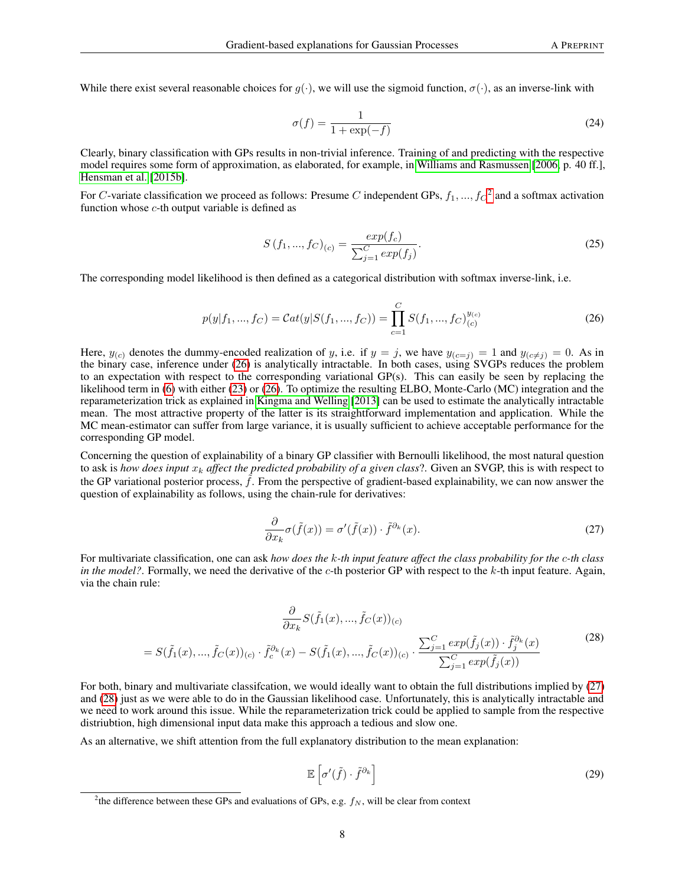While there exist several reasonable choices for $g(\cdot)$, we will use the sigmoid function, $\sigma(\cdot)$, as an inverse-link with

$$\sigma(f) = \frac{1}{1 + \exp(-f)} \tag{24}$$

Clearly, binary classification with GPs results in non-trivial inference. Training of and predicting with the respective model requires some form of approximation, as elaborated, for example, in Williams and Rasmussen [2006, p. 40 ff.], Hensman et al. [2015b].

For $C$-variate classification we proceed as follows: Presume $C$ independent GPs, $f_1, ..., f_C$[2] and a softmax activation function whose $c$-th output variable is defined as

$$S\left(f_1, ..., f_C\right)_{(c)} = \frac{exp(f_c)}{\sum_{j=1}^{C} exp(f_j)}. \tag{25}$$

The corresponding model likelihood is then defined as a categorical distribution with softmax inverse-link, i.e.

$$p(y|f_1, ..., f_C) = \mathcal{C}at(y|S(f_1, ..., f_C)) = \prod_{c=1}^{C} S(f_1, ..., f_C)_{(c)}^{y_{(c)}} \tag{26}$$

Here, $y_{(c)}$ denotes the dummy-encoded realization of $y$, i.e. if $y = j$, we have $y_{(c=j)} = 1$ and $y_{(c \neq j)} = 0$. As in the binary case, inference under (26) is analytically intractable. In both cases, using SVGPs reduces the problem to an expectation with respect to the corresponding variational GP(s). This can easily be seen by replacing the likelihood term in (6) with either (23) or (26). To optimize the resulting ELBO, Monte-Carlo (MC) integration and the reparameterization trick as explained in Kingma and Welling [2013] can be used to estimate the analytically intractable mean. The most attractive property of the latter is its straightforward implementation and application. While the MC mean-estimator can suffer from large variance, it is usually sufficient to achieve acceptable performance for the corresponding GP model.

Concerning the question of explainability of a binary GP classifier with Bernoulli likelihood, the most natural question to ask is *how does input $x_k$ affect the predicted probability of a given class*?. Given an SVGP, this is with respect to the GP variational posterior process, $\tilde{f}$. From the perspective of gradient-based explainability, we can now answer the question of explainability as follows, using the chain-rule for derivatives:

$$\frac{\partial}{\partial x_k}\sigma(\tilde{f}(x)) = \sigma'(\tilde{f}(x)) \cdot \tilde{f}^{\partial_k}(x). \tag{27}$$

For multivariate classification, one can ask *how does the $k$-th input feature affect the class probability for the $c$-th class in the model?*. Formally, we need the derivative of the $c$-th posterior GP with respect to the $k$-th input feature. Again, via the chain rule:

$$\begin{aligned} &\frac{\partial}{\partial x_k} S(\tilde{f}_1(x), ..., \tilde{f}_C(x))_{(c)} \\ = \; &S(\tilde{f}_1(x), ..., \tilde{f}_C(x))_{(c)} \cdot \tilde{f}_c^{\partial_k}(x) - S(\tilde{f}_1(x), ..., \tilde{f}_C(x))_{(c)} \cdot \frac{\sum_{j=1}^{C} exp(\tilde{f}_j(x)) \cdot \tilde{f}_j^{\partial_k}(x)}{\sum_{j=1}^{C} exp(\tilde{f}_j(x))} \end{aligned} \tag{28}$$

For both, binary and multivariate classifcation, we would ideally want to obtain the full distributions implied by (27) and (28) just as we were able to do in the Gaussian likelihood case. Unfortunately, this is analytically intractable and we need to work around this issue. While the reparameterization trick could be applied to sample from the respective distriubtion, high dimensional input data make this approach a tedious and slow one.

As an alternative, we shift attention from the full explanatory distribution to the mean explanation:

$$\mathbb{E}\left[\sigma'(\tilde{f}) \cdot \tilde{f}^{\partial_k}\right] \tag{29}$$

[2] the difference between these GPs and evaluations of GPs, e.g. $f_N$, will be clear from context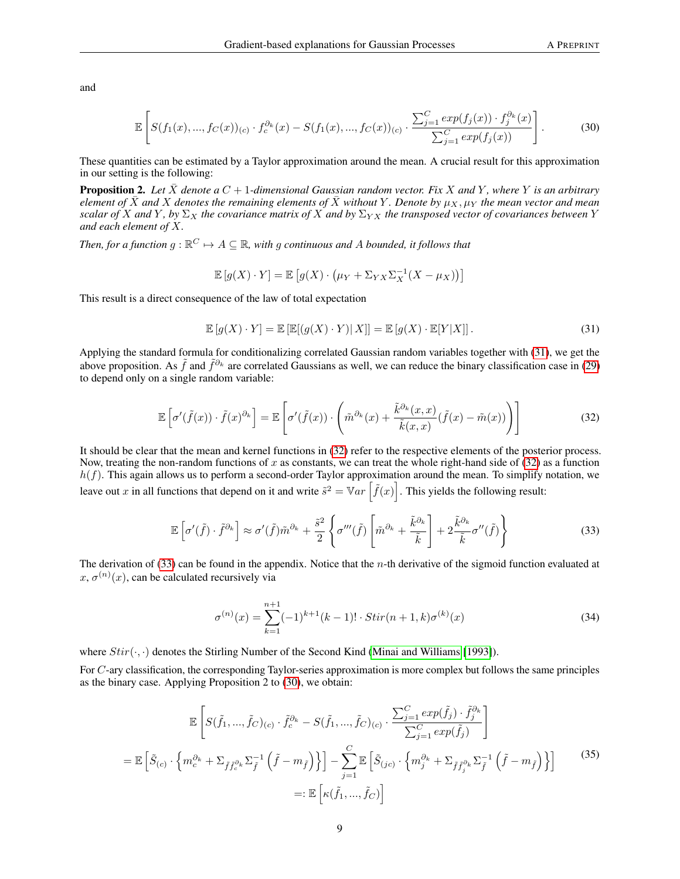and

$$\mathbb{E}\left[S(f_1(x),...,f_C(x))_{(c)} \cdot f_c^{\partial_k}(x) - S(f_1(x),...,f_C(x))_{(c)} \cdot \frac{\sum_{j=1}^C exp(f_j(x)) \cdot f_j^{\partial_k}(x)}{\sum_{j=1}^C exp(f_j(x))}\right]. \tag{30}$$

These quantities can be estimated by a Taylor approximation around the mean. A crucial result for this approximation in our setting is the following:

**Proposition 2.** *Let $\bar{X}$ denote a $C+1$-dimensional Gaussian random vector. Fix $X$ and $Y$, where $Y$ is an arbitrary element of $\bar{X}$ and $X$ denotes the remaining elements of $\bar{X}$ without $Y$. Denote by $\mu_X, \mu_Y$ the mean vector and mean scalar of $X$ and $Y$, by $\Sigma_X$ the covariance matrix of $X$ and by $\Sigma_{YX}$ the transposed vector of covariances between $Y$ and each element of $X$.*

*Then, for a function $g : \mathbb{R}^C \mapsto A \subseteq \mathbb{R}$, with $g$ continuous and $A$ bounded, it follows that*

$$\mathbb{E}\left[g(X) \cdot Y\right] = \mathbb{E}\left[g(X) \cdot \left(\mu_Y + \Sigma_{YX}\Sigma_X^{-1}(X - \mu_X)\right)\right]$$

This result is a direct consequence of the law of total expectation

$$\mathbb{E}\left[g(X) \cdot Y\right] = \mathbb{E}\left[\mathbb{E}[(g(X) \cdot Y)|\, X]\right] = \mathbb{E}\left[g(X) \cdot \mathbb{E}[Y|X]\right]. \tag{31}$$

Applying the standard formula for conditionalizing correlated Gaussian random variables together with (31), we get the above proposition. As $\tilde{f}$ and $\tilde{f}^{\partial_k}$ are correlated Gaussians as well, we can reduce the binary classification case in (29) to depend only on a single random variable:

$$\mathbb{E}\left[\sigma'(\tilde{f}(x)) \cdot \tilde{f}(x)^{\partial_k}\right] = \mathbb{E}\left[\sigma'(\tilde{f}(x)) \cdot \left(\tilde{m}^{\partial_k}(x) + \frac{\tilde{k}^{\partial_k}(x,x)}{\tilde{k}(x,x)}(\tilde{f}(x) - \tilde{m}(x))\right)\right] \tag{32}$$

It should be clear that the mean and kernel functions in (32) refer to the respective elements of the posterior process. Now, treating the non-random functions of $x$ as constants, we can treat the whole right-hand side of (32) as a function $h(f)$. This again allows us to perform a second-order Taylor approximation around the mean. To simplify notation, we leave out $x$ in all functions that depend on it and write $\tilde{s}^2 = \mathbb{V}ar\left[\tilde{f}(x)\right]$. This yields the following result:

$$\mathbb{E}\left[\sigma'(\tilde{f}) \cdot \tilde{f}^{\partial_k}\right] \approx \sigma'(\tilde{f})\tilde{m}^{\partial_k} + \frac{\tilde{s}^2}{2}\left\{\sigma'''(\tilde{f})\left[\tilde{m}^{\partial_k} + \frac{\tilde{k}^{\partial_k}}{\tilde{k}}\right] + 2\frac{\tilde{k}^{\partial_k}}{\tilde{k}}\sigma''(\tilde{f})\right\} \tag{33}$$

The derivation of (33) can be found in the appendix. Notice that the $n$-th derivative of the sigmoid function evaluated at $x$, $\sigma^{(n)}(x)$, can be calculated recursively via

$$\sigma^{(n)}(x) = \sum_{k=1}^{n+1}(-1)^{k+1}(k-1)! \cdot Stir(n+1,k)\sigma^{(k)}(x) \tag{34}$$

where $Stir(\cdot,\cdot)$ denotes the Stirling Number of the Second Kind (Minai and Williams [1993]).

For $C$-ary classification, the corresponding Taylor-series approximation is more complex but follows the same principles as the binary case. Applying Proposition 2 to (30), we obtain:

$$\begin{aligned}
&\mathbb{E}\left[S(\tilde{f}_1,...,\tilde{f}_C)_{(c)} \cdot \tilde{f}_c^{\partial_k} - S(\tilde{f}_1,...,\tilde{f}_C)_{(c)} \cdot \frac{\sum_{j=1}^C exp(\tilde{f}_j) \cdot \tilde{f}_j^{\partial_k}}{\sum_{j=1}^C exp(\tilde{f}_j)}\right] \\
&= \mathbb{E}\left[\tilde{S}_{(c)} \cdot \left\{m_c^{\partial_k} + \Sigma_{\tilde{f}\tilde{f}_c^{\partial_k}}\Sigma_{\tilde{f}}^{-1}\left(\tilde{f} - m_{\tilde{f}}\right)\right\}\right] - \sum_{j=1}^{C}\mathbb{E}\left[\tilde{S}_{(jc)} \cdot \left\{m_j^{\partial_k} + \Sigma_{\tilde{f}\tilde{f}_j^{\partial_k}}\Sigma_{\tilde{f}}^{-1}\left(\tilde{f} - m_{\tilde{f}}\right)\right\}\right] \\
&=: \mathbb{E}\left[\kappa(\tilde{f}_1,...,\tilde{f}_C)\right]
\end{aligned} \tag{35}$$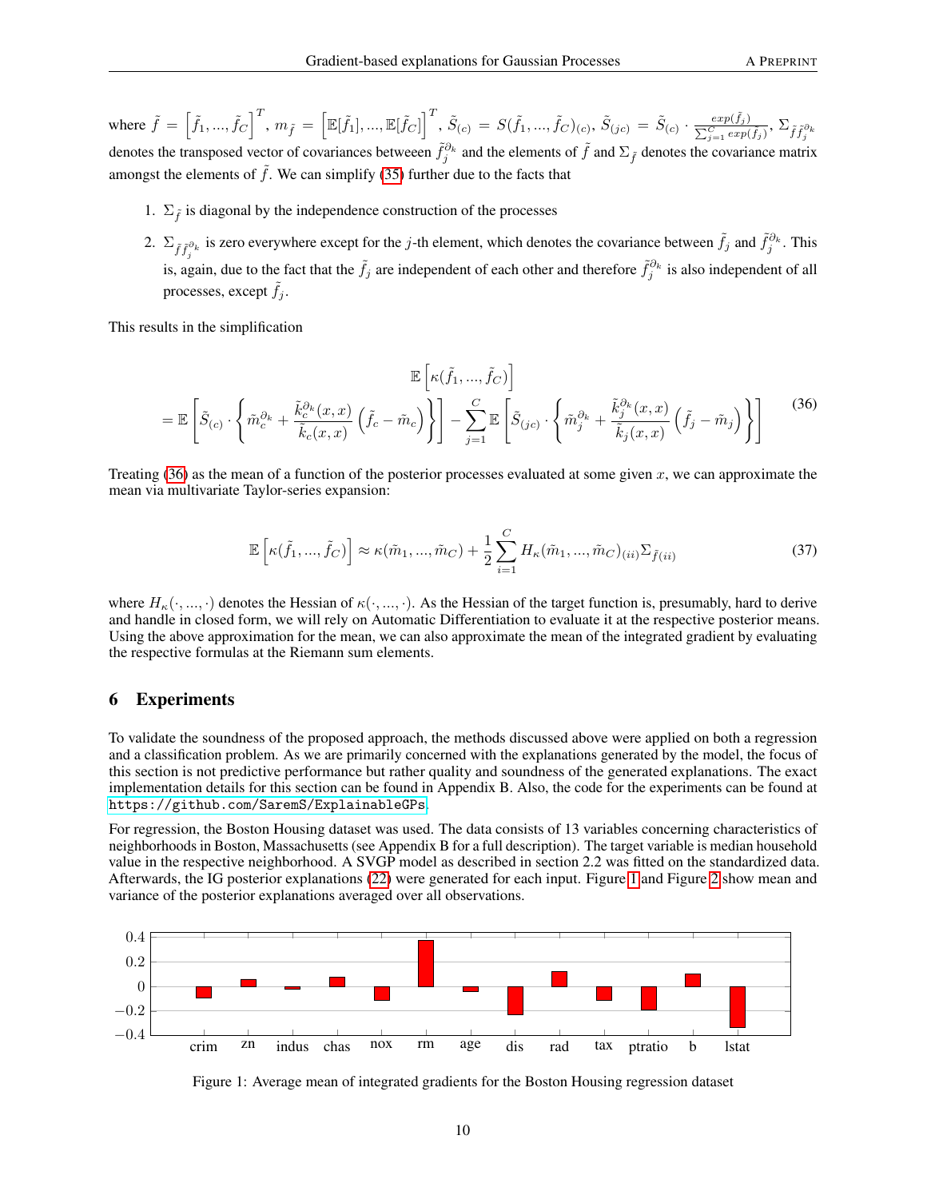where $\tilde{f} = \left[\tilde{f}_1, ..., \tilde{f}_C\right]^T$, $m_{\tilde{f}} = \left[\mathbb{E}[\tilde{f}_1], ..., \mathbb{E}[\tilde{f}_C]\right]^T$, $\tilde{S}_{(c)} = S(\tilde{f}_1, ..., \tilde{f}_C)_{(c)}$, $\tilde{S}_{(jc)} = \tilde{S}_{(c)} \cdot \frac{exp(\tilde{f}_j)}{\sum_{j=1}^C exp(\tilde{f}_j)}$, $\Sigma_{\tilde{f}\tilde{f}_j^{\partial_k}}$ denotes the transposed vector of covariances betweeen $\tilde{f}_j^{\partial_k}$ and the elements of $\tilde{f}$ and $\Sigma_{\tilde{f}}$ denotes the covariance matrix amongst the elements of $\tilde{f}$. We can simplify (35) further due to the facts that

1. $\Sigma_{\tilde{f}}$ is diagonal by the independence construction of the processes
2. $\Sigma_{\tilde{f}\tilde{f}_j^{\partial_k}}$ is zero everywhere except for the $j$-th element, which denotes the covariance between $\tilde{f}_j$ and $\tilde{f}_j^{\partial_k}$. This is, again, due to the fact that the $\tilde{f}_j$ are independent of each other and therefore $\tilde{f}_j^{\partial_k}$ is also independent of all processes, except $\tilde{f}_j$.

This results in the simplification

$$
\begin{aligned}
&\mathbb{E}\left[\kappa(\tilde{f}_1, ..., \tilde{f}_C)\right] \\
&= \mathbb{E}\left[\tilde{S}_{(c)} \cdot \left\{\tilde{m}_c^{\partial_k} + \frac{\tilde{k}_c^{\partial_k}(x,x)}{\tilde{k}_c(x,x)}\left(\tilde{f}_c - \tilde{m}_c\right)\right\}\right] - \sum_{j=1}^{C} \mathbb{E}\left[\tilde{S}_{(jc)} \cdot \left\{\tilde{m}_j^{\partial_k} + \frac{\tilde{k}_j^{\partial_k}(x,x)}{\tilde{k}_j(x,x)}\left(\tilde{f}_j - \tilde{m}_j\right)\right\}\right]
\end{aligned}
\tag{36}
$$

Treating (36) as the mean of a function of the posterior processes evaluated at some given $x$, we can approximate the mean via multivariate Taylor-series expansion:

$$
\mathbb{E}\left[\kappa(\tilde{f}_1, ..., \tilde{f}_C)\right] \approx \kappa(\tilde{m}_1, ..., \tilde{m}_C) + \frac{1}{2}\sum_{i=1}^{C} H_\kappa(\tilde{m}_1, ..., \tilde{m}_C)_{(ii)}\Sigma_{\tilde{f}(ii)} \tag{37}
$$

where $H_\kappa(\cdot, ..., \cdot)$ denotes the Hessian of $\kappa(\cdot, ..., \cdot)$. As the Hessian of the target function is, presumably, hard to derive and handle in closed form, we will rely on Automatic Differentiation to evaluate it at the respective posterior means. Using the above approximation for the mean, we can also approximate the mean of the integrated gradient by evaluating the respective formulas at the Riemann sum elements.

# 6 Experiments

To validate the soundness of the proposed approach, the methods discussed above were applied on both a regression and a classification problem. As we are primarily concerned with the explanations generated by the model, the focus of this section is not predictive performance but rather quality and soundness of the generated explanations. The exact implementation details for this section can be found in Appendix B. Also, the code for the experiments can be found at https://github.com/SaremS/ExplainableGPs.

For regression, the Boston Housing dataset was used. The data consists of 13 variables concerning characteristics of neighborhoods in Boston, Massachusetts (see Appendix B for a full description). The target variable is median household value in the respective neighborhood. A SVGP model as described in section 2.2 was fitted on the standardized data. Afterwards, the IG posterior explanations (22) were generated for each input. Figure 1 and Figure 2 show mean and variance of the posterior explanations averaged over all observations.

Figure 1: Average mean of integrated gradients for the Boston Housing regression dataset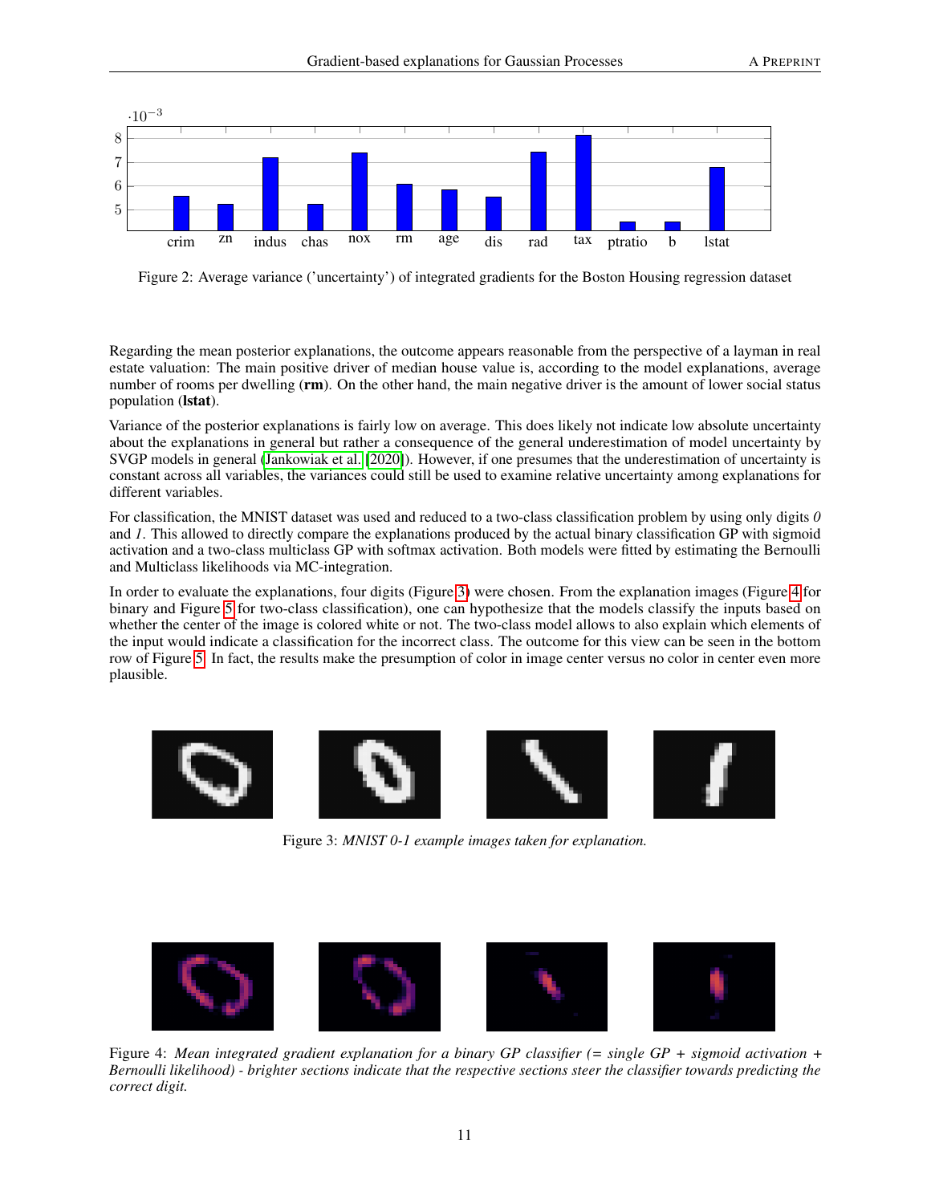Figure 2: Average variance ('uncertainty') of integrated gradients for the Boston Housing regression dataset

Regarding the mean posterior explanations, the outcome appears reasonable from the perspective of a layman in real estate valuation: The main positive driver of median house value is, according to the model explanations, average number of rooms per dwelling (**rm**). On the other hand, the main negative driver is the amount of lower social status population (**lstat**).

Variance of the posterior explanations is fairly low on average. This does likely not indicate low absolute uncertainty about the explanations in general but rather a consequence of the general underestimation of model uncertainty by SVGP models in general (Jankowiak et al. [2020]). However, if one presumes that the underestimation of uncertainty is constant across all variables, the variances could still be used to examine relative uncertainty among explanations for different variables.

For classification, the MNIST dataset was used and reduced to a two-class classification problem by using only digits *0* and *1*. This allowed to directly compare the explanations produced by the actual binary classification GP with sigmoid activation and a two-class multiclass GP with softmax activation. Both models were fitted by estimating the Bernoulli and Multiclass likelihoods via MC-integration.

In order to evaluate the explanations, four digits (Figure 3) were chosen. From the explanation images (Figure 4 for binary and Figure 5 for two-class classification), one can hypothesize that the models classify the inputs based on whether the center of the image is colored white or not. The two-class model allows to also explain which elements of the input would indicate a classification for the incorrect class. The outcome for this view can be seen in the bottom row of Figure 5. In fact, the results make the presumption of color in image center versus no color in center even more plausible.

Figure 3: *MNIST 0-1 example images taken for explanation.*

Figure 4: *Mean integrated gradient explanation for a binary GP classifier (= single GP + sigmoid activation + Bernoulli likelihood) - brighter sections indicate that the respective sections steer the classifier towards predicting the correct digit.*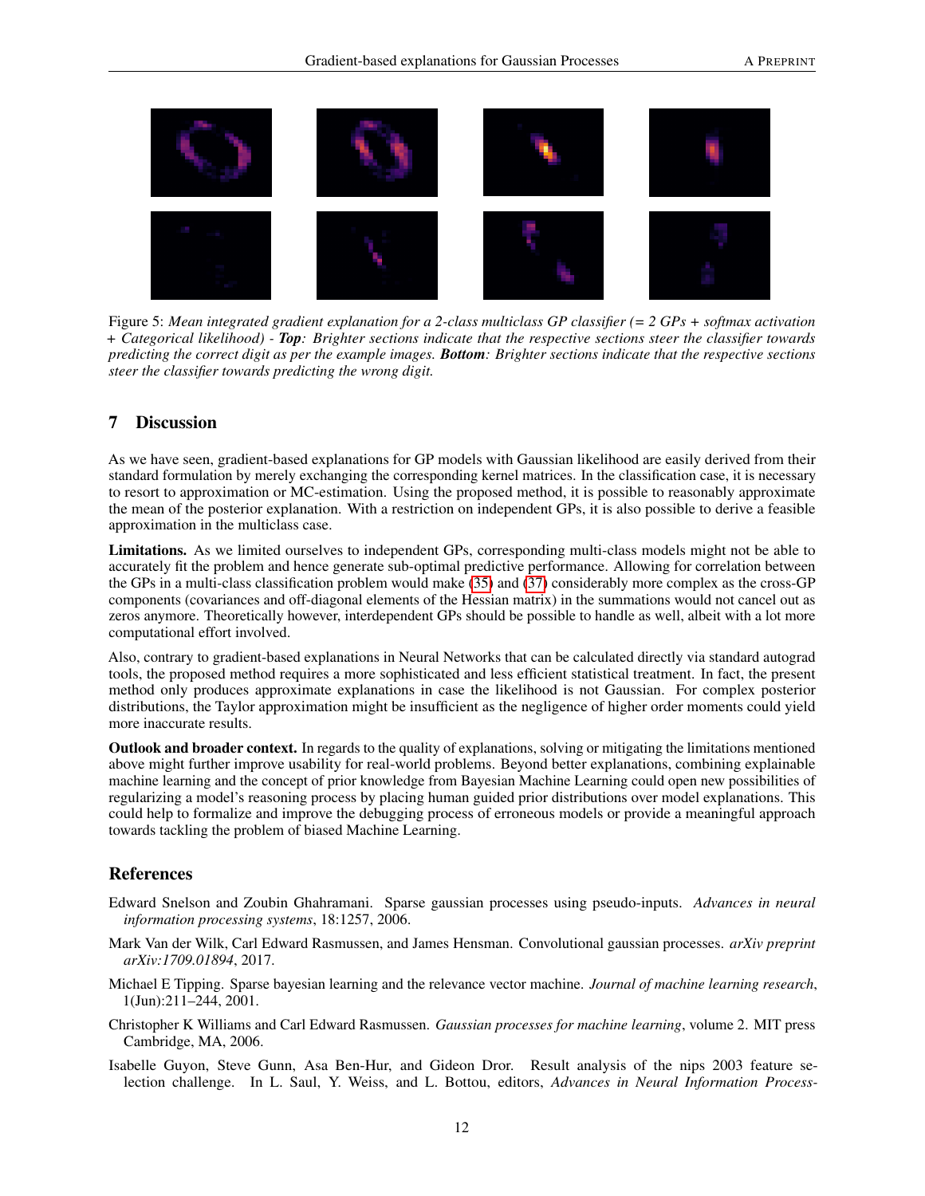Figure 5: *Mean integrated gradient explanation for a 2-class multiclass GP classifier (= 2 GPs + softmax activation + Categorical likelihood) -* ***Top****: Brighter sections indicate that the respective sections steer the classifier towards predicting the correct digit as per the example images.* ***Bottom****: Brighter sections indicate that the respective sections steer the classifier towards predicting the wrong digit.*

## 7 Discussion

As we have seen, gradient-based explanations for GP models with Gaussian likelihood are easily derived from their standard formulation by merely exchanging the corresponding kernel matrices. In the classification case, it is necessary to resort to approximation or MC-estimation. Using the proposed method, it is possible to reasonably approximate the mean of the posterior explanation. With a restriction on independent GPs, it is also possible to derive a feasible approximation in the multiclass case.

**Limitations.** As we limited ourselves to independent GPs, corresponding multi-class models might not be able to accurately fit the problem and hence generate sub-optimal predictive performance. Allowing for correlation between the GPs in a multi-class classification problem would make (35) and (37) considerably more complex as the cross-GP components (covariances and off-diagonal elements of the Hessian matrix) in the summations would not cancel out as zeros anymore. Theoretically however, interdependent GPs should be possible to handle as well, albeit with a lot more computational effort involved.

Also, contrary to gradient-based explanations in Neural Networks that can be calculated directly via standard autograd tools, the proposed method requires a more sophisticated and less efficient statistical treatment. In fact, the present method only produces approximate explanations in case the likelihood is not Gaussian. For complex posterior distributions, the Taylor approximation might be insufficient as the negligence of higher order moments could yield more inaccurate results.

**Outlook and broader context.** In regards to the quality of explanations, solving or mitigating the limitations mentioned above might further improve usability for real-world problems. Beyond better explanations, combining explainable machine learning and the concept of prior knowledge from Bayesian Machine Learning could open new possibilities of regularizing a model's reasoning process by placing human guided prior distributions over model explanations. This could help to formalize and improve the debugging process of erroneous models or provide a meaningful approach towards tackling the problem of biased Machine Learning.

## References

Edward Snelson and Zoubin Ghahramani. Sparse gaussian processes using pseudo-inputs. *Advances in neural information processing systems*, 18:1257, 2006.

Mark Van der Wilk, Carl Edward Rasmussen, and James Hensman. Convolutional gaussian processes. *arXiv preprint arXiv:1709.01894*, 2017.

Michael E Tipping. Sparse bayesian learning and the relevance vector machine. *Journal of machine learning research*, 1(Jun):211–244, 2001.

Christopher K Williams and Carl Edward Rasmussen. *Gaussian processes for machine learning*, volume 2. MIT press Cambridge, MA, 2006.

Isabelle Guyon, Steve Gunn, Asa Ben-Hur, and Gideon Dror. Result analysis of the nips 2003 feature selection challenge. In L. Saul, Y. Weiss, and L. Bottou, editors, *Advances in Neural Information Process-*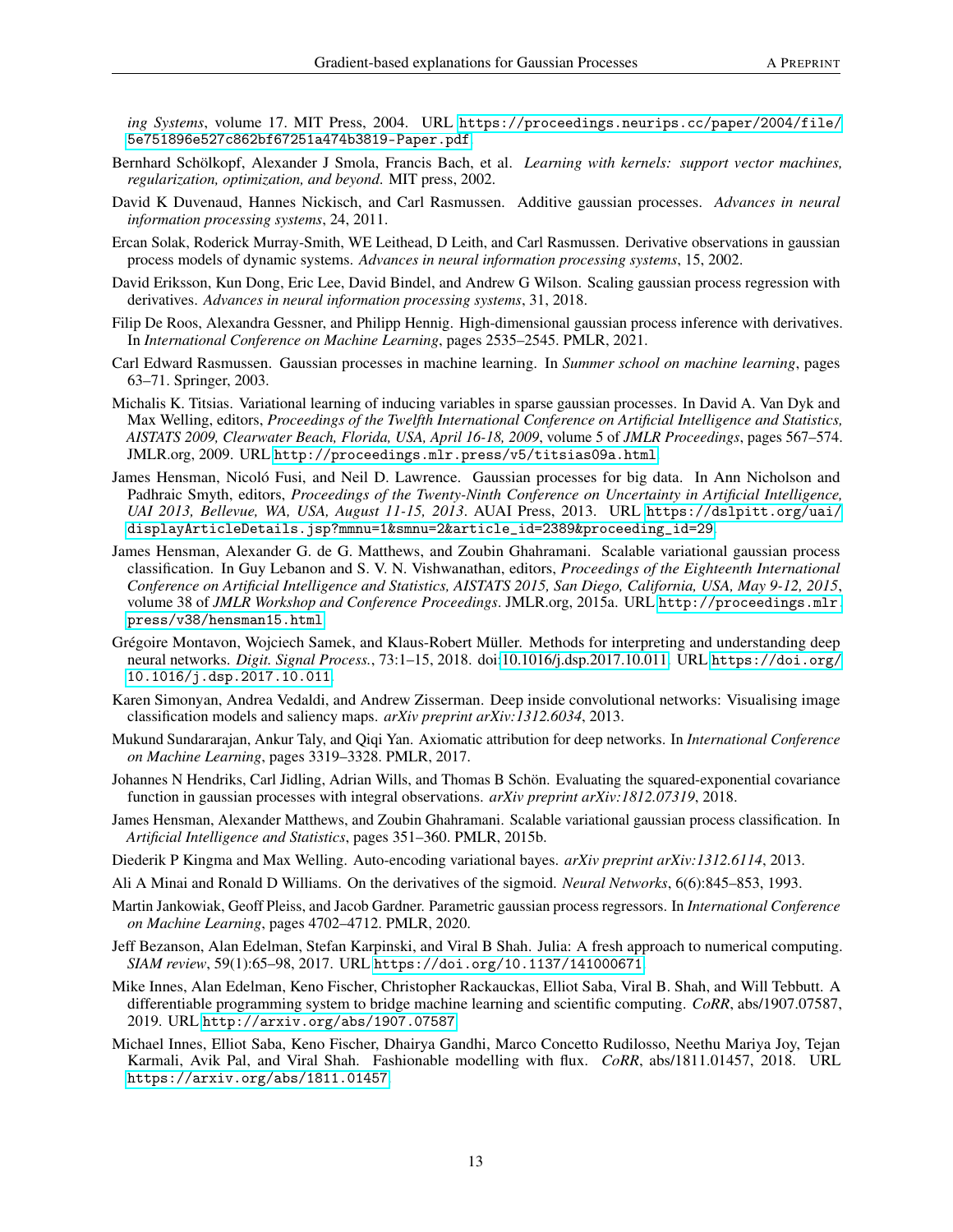*ing Systems*, volume 17. MIT Press, 2004. URL https://proceedings.neurips.cc/paper/2004/file/5e751896e527c862bf67251a474b3819-Paper.pdf.

Bernhard Schölkopf, Alexander J Smola, Francis Bach, et al. *Learning with kernels: support vector machines, regularization, optimization, and beyond*. MIT press, 2002.

David K Duvenaud, Hannes Nickisch, and Carl Rasmussen. Additive gaussian processes. *Advances in neural information processing systems*, 24, 2011.

Ercan Solak, Roderick Murray-Smith, WE Leithead, D Leith, and Carl Rasmussen. Derivative observations in gaussian process models of dynamic systems. *Advances in neural information processing systems*, 15, 2002.

David Eriksson, Kun Dong, Eric Lee, David Bindel, and Andrew G Wilson. Scaling gaussian process regression with derivatives. *Advances in neural information processing systems*, 31, 2018.

Filip De Roos, Alexandra Gessner, and Philipp Hennig. High-dimensional gaussian process inference with derivatives. In *International Conference on Machine Learning*, pages 2535–2545. PMLR, 2021.

Carl Edward Rasmussen. Gaussian processes in machine learning. In *Summer school on machine learning*, pages 63–71. Springer, 2003.

Michalis K. Titsias. Variational learning of inducing variables in sparse gaussian processes. In David A. Van Dyk and Max Welling, editors, *Proceedings of the Twelfth International Conference on Artificial Intelligence and Statistics, AISTATS 2009, Clearwater Beach, Florida, USA, April 16-18, 2009*, volume 5 of *JMLR Proceedings*, pages 567–574. JMLR.org, 2009. URL http://proceedings.mlr.press/v5/titsias09a.html.

James Hensman, Nicoló Fusi, and Neil D. Lawrence. Gaussian processes for big data. In Ann Nicholson and Padhraic Smyth, editors, *Proceedings of the Twenty-Ninth Conference on Uncertainty in Artificial Intelligence, UAI 2013, Bellevue, WA, USA, August 11-15, 2013*. AUAI Press, 2013. URL https://dslpitt.org/uai/displayArticleDetails.jsp?mmnu=1&smnu=2&article_id=2389&proceeding_id=29.

James Hensman, Alexander G. de G. Matthews, and Zoubin Ghahramani. Scalable variational gaussian process classification. In Guy Lebanon and S. V. N. Vishwanathan, editors, *Proceedings of the Eighteenth International Conference on Artificial Intelligence and Statistics, AISTATS 2015, San Diego, California, USA, May 9-12, 2015*, volume 38 of *JMLR Workshop and Conference Proceedings*. JMLR.org, 2015a. URL http://proceedings.mlr.press/v38/hensman15.html.

Grégoire Montavon, Wojciech Samek, and Klaus-Robert Müller. Methods for interpreting and understanding deep neural networks. *Digit. Signal Process.*, 73:1–15, 2018. doi:10.1016/j.dsp.2017.10.011. URL https://doi.org/10.1016/j.dsp.2017.10.011.

Karen Simonyan, Andrea Vedaldi, and Andrew Zisserman. Deep inside convolutional networks: Visualising image classification models and saliency maps. *arXiv preprint arXiv:1312.6034*, 2013.

Mukund Sundararajan, Ankur Taly, and Qiqi Yan. Axiomatic attribution for deep networks. In *International Conference on Machine Learning*, pages 3319–3328. PMLR, 2017.

Johannes N Hendriks, Carl Jidling, Adrian Wills, and Thomas B Schön. Evaluating the squared-exponential covariance function in gaussian processes with integral observations. *arXiv preprint arXiv:1812.07319*, 2018.

James Hensman, Alexander Matthews, and Zoubin Ghahramani. Scalable variational gaussian process classification. In *Artificial Intelligence and Statistics*, pages 351–360. PMLR, 2015b.

Diederik P Kingma and Max Welling. Auto-encoding variational bayes. *arXiv preprint arXiv:1312.6114*, 2013.

Ali A Minai and Ronald D Williams. On the derivatives of the sigmoid. *Neural Networks*, 6(6):845–853, 1993.

Martin Jankowiak, Geoff Pleiss, and Jacob Gardner. Parametric gaussian process regressors. In *International Conference on Machine Learning*, pages 4702–4712. PMLR, 2020.

Jeff Bezanson, Alan Edelman, Stefan Karpinski, and Viral B Shah. Julia: A fresh approach to numerical computing. *SIAM review*, 59(1):65–98, 2017. URL https://doi.org/10.1137/141000671.

Mike Innes, Alan Edelman, Keno Fischer, Christopher Rackauckas, Elliot Saba, Viral B. Shah, and Will Tebbutt. A differentiable programming system to bridge machine learning and scientific computing. *CoRR*, abs/1907.07587, 2019. URL http://arxiv.org/abs/1907.07587.

Michael Innes, Elliot Saba, Keno Fischer, Dhairya Gandhi, Marco Concetto Rudilosso, Neethu Mariya Joy, Tejan Karmali, Avik Pal, and Viral Shah. Fashionable modelling with flux. *CoRR*, abs/1811.01457, 2018. URL https://arxiv.org/abs/1811.01457.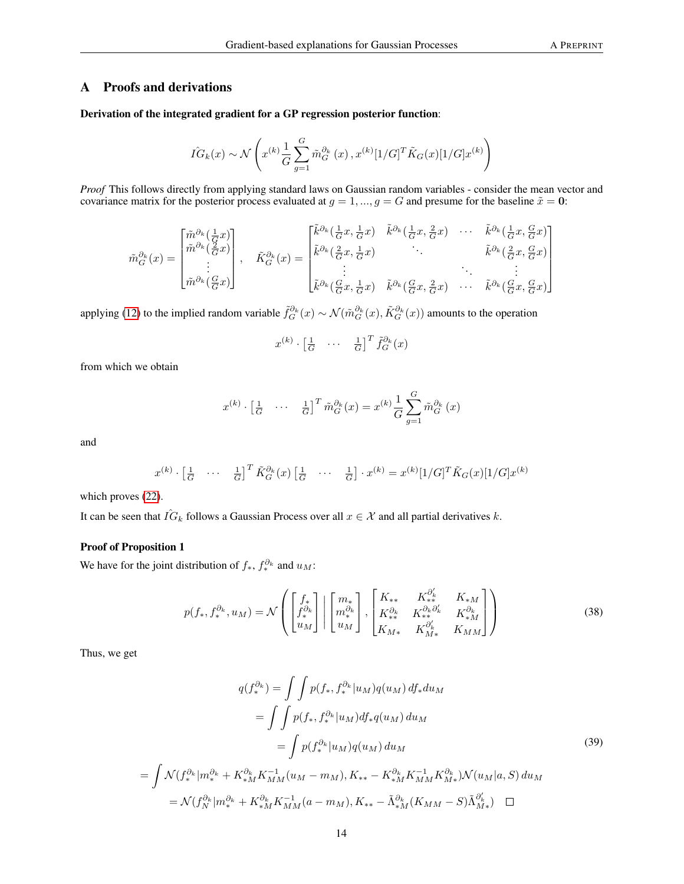## A Proofs and derivations

**Derivation of the integrated gradient for a GP regression posterior function**:

$$\hat{IG}_k(x) \sim \mathcal{N}\left(x^{(k)}\frac{1}{G}\sum_{g=1}^{G}\tilde{m}_G^{\partial_k}(x), x^{(k)}[1/G]^T\tilde{K}_G(x)[1/G]x^{(k)}\right)$$

*Proof* This follows directly from applying standard laws on Gaussian random variables - consider the mean vector and covariance matrix for the posterior process evaluated at $g = 1, ..., g = G$ and presume for the baseline $\tilde{x} = \mathbf{0}$:

$$\tilde{m}_G^{\partial_k}(x) = \begin{bmatrix} \tilde{m}^{\partial_k}(\frac{1}{G}x) \\ \tilde{m}^{\partial_k}(\frac{2}{G}x) \\ \vdots \\ \tilde{m}^{\partial_k}(\frac{G}{G}x) \end{bmatrix}, \quad \tilde{K}_G^{\partial_k}(x) = \begin{bmatrix} \tilde{k}^{\partial_k}(\frac{1}{G}x, \frac{1}{G}x) & \tilde{k}^{\partial_k}(\frac{1}{G}x, \frac{2}{G}x) & \cdots & \tilde{k}^{\partial_k}(\frac{1}{G}x, \frac{G}{G}x) \\ \tilde{k}^{\partial_k}(\frac{2}{G}x, \frac{1}{G}x) & \ddots & & \tilde{k}^{\partial_k}(\frac{2}{G}x, \frac{G}{G}x) \\ \vdots & & \ddots & \vdots \\ \tilde{k}^{\partial_k}(\frac{G}{G}x, \frac{1}{G}x) & \tilde{k}^{\partial_k}(\frac{G}{G}x, \frac{2}{G}x) & \cdots & \tilde{k}^{\partial_k}(\frac{G}{G}x, \frac{G}{G}x) \end{bmatrix}$$

applying (12) to the implied random variable $\tilde{f}_G^{\partial_k}(x) \sim \mathcal{N}(\tilde{m}_G^{\partial_k}(x), \tilde{K}_G^{\partial_k}(x))$ amounts to the operation

$$x^{(k)} \cdot \begin{bmatrix} \frac{1}{G} & \cdots & \frac{1}{G} \end{bmatrix}^T \tilde{f}_G^{\partial_k}(x)$$

from which we obtain

$$x^{(k)} \cdot \begin{bmatrix} \frac{1}{G} & \cdots & \frac{1}{G} \end{bmatrix}^T \tilde{m}_G^{\partial_k}(x) = x^{(k)}\frac{1}{G}\sum_{g=1}^{G}\tilde{m}_G^{\partial_k}(x)$$

and

$$x^{(k)} \cdot \begin{bmatrix} \frac{1}{G} & \cdots & \frac{1}{G} \end{bmatrix}^T \tilde{K}_G^{\partial_k}(x) \begin{bmatrix} \frac{1}{G} & \cdots & \frac{1}{G} \end{bmatrix} \cdot x^{(k)} = x^{(k)}[1/G]^T\tilde{K}_G(x)[1/G]x^{(k)}$$

which proves (22).

It can be seen that $\hat{IG}_k$ follows a Gaussian Process over all $x \in \mathcal{X}$ and all partial derivatives $k$.

**Proof of Proposition 1**

We have for the joint distribution of $f_*$, $f_*^{\partial_k}$ and $u_M$:

$$p(f_*, f_*^{\partial_k}, u_M) = \mathcal{N}\left(\begin{bmatrix} f_* \\ f_*^{\partial_k} \\ u_M \end{bmatrix} \middle| \begin{bmatrix} m_* \\ m_*^{\partial_k} \\ u_M \end{bmatrix}, \begin{bmatrix} K_{**} & K_{**}^{\partial_k'} & K_{*M} \\ K_{**}^{\partial_k} & K_{**}^{\partial_k\partial_k'} & K_{*M}^{\partial_k} \\ K_{M*} & K_{M*}^{\partial_k'} & K_{MM} \end{bmatrix}\right) \tag{38}$$

Thus, we get

$$\begin{aligned} q(f_*^{\partial_k}) &= \int\int p(f_*, f_*^{\partial_k}|u_M)q(u_M)\, df_* du_M \\ &= \int\int p(f_*, f_*^{\partial_k}|u_M)df_* q(u_M)\, du_M \\ &= \int p(f_*^{\partial_k}|u_M)q(u_M)\, du_M \\ &= \int \mathcal{N}(f_*^{\partial_k}|m_*^{\partial_k} + K_{*M}^{\partial_k}K_{MM}^{-1}(u_M - m_M), K_{**} - K_{*M}^{\partial_k}K_{MM}^{-1}K_{M*}^{\partial_k})\mathcal{N}(u_M|a, S)\, du_M \\ &= \mathcal{N}(f_N^{\partial_k}|m_*^{\partial_k} + K_{*M}^{\partial_k}K_{MM}^{-1}(a - m_M), K_{**} - \tilde{\Lambda}_{*M}^{\partial_k}(K_{MM} - S)\tilde{\Lambda}_{M*}^{\partial_k'}) \quad \square \end{aligned} \tag{39}$$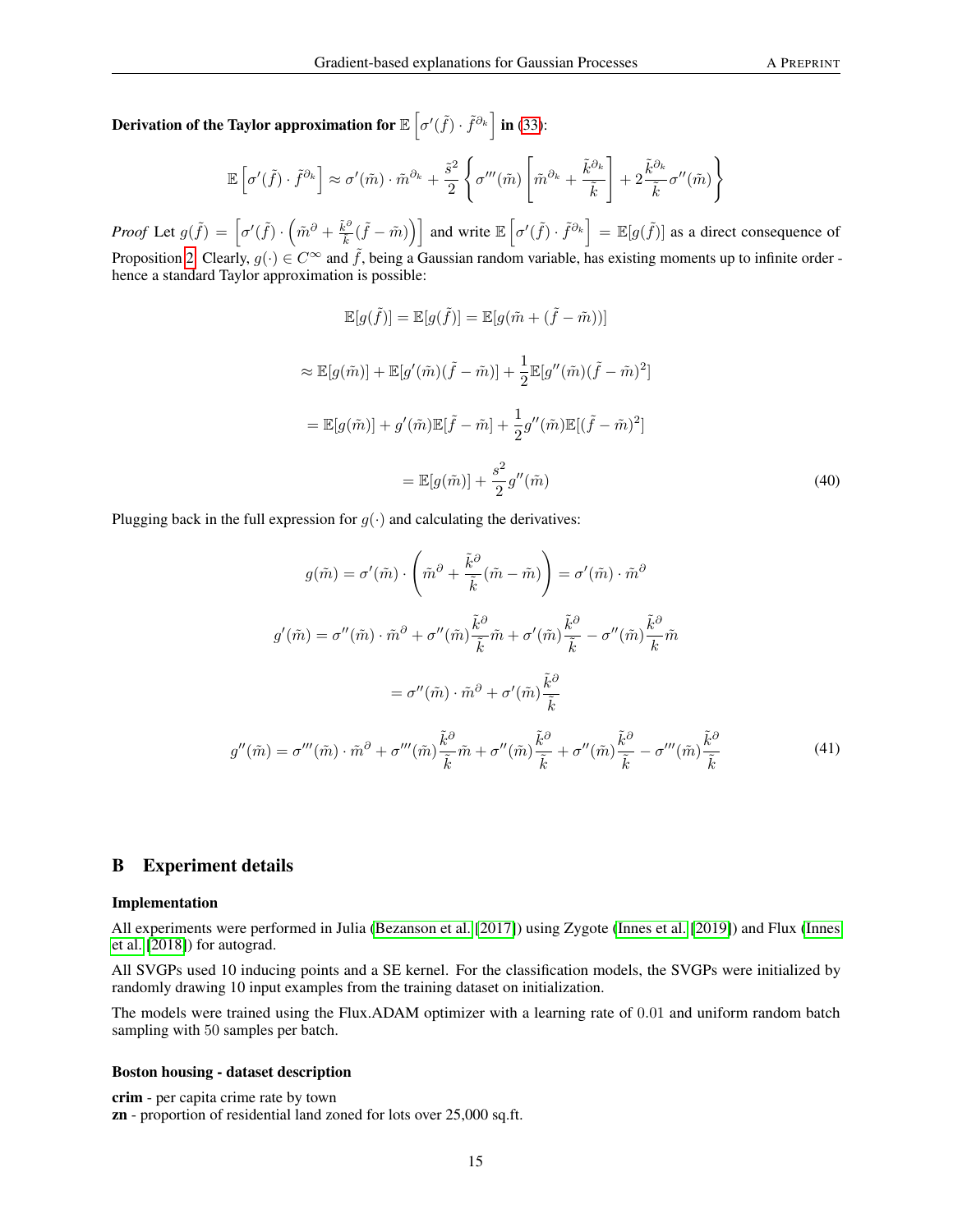**Derivation of the Taylor approximation for $\mathbb{E}\left[\sigma'(\tilde{f}) \cdot \tilde{f}^{\partial_k}\right]$ in (33):**

$$\mathbb{E}\left[\sigma'(\tilde{f}) \cdot \tilde{f}^{\partial_k}\right] \approx \sigma'(\tilde{m}) \cdot \tilde{m}^{\partial_k} + \frac{\tilde{s}^2}{2}\left\{\sigma'''(\tilde{m})\left[\tilde{m}^{\partial_k} + \frac{\tilde{k}^{\partial_k}}{\tilde{k}}\right] + 2\frac{\tilde{k}^{\partial_k}}{\tilde{k}}\sigma''(\tilde{m})\right\}$$

*Proof* Let $g(\tilde{f}) = \left[\sigma'(\tilde{f}) \cdot \left(\tilde{m}^{\partial} + \frac{\tilde{k}^{\partial}}{\tilde{k}}(\tilde{f} - \tilde{m})\right)\right]$ and write $\mathbb{E}\left[\sigma'(\tilde{f}) \cdot \tilde{f}^{\partial_k}\right] = \mathbb{E}[g(\tilde{f})]$ as a direct consequence of Proposition 2. Clearly, $g(\cdot) \in C^{\infty}$ and $\tilde{f}$, being a Gaussian random variable, has existing moments up to infinite order - hence a standard Taylor approximation is possible:

$$\mathbb{E}[g(\tilde{f})] = \mathbb{E}[g(\tilde{f})] = \mathbb{E}[g(\tilde{m} + (\tilde{f} - \tilde{m}))]$$

$$\approx \mathbb{E}[g(\tilde{m})] + \mathbb{E}[g'(\tilde{m})(\tilde{f} - \tilde{m})] + \frac{1}{2}\mathbb{E}[g''(\tilde{m})(\tilde{f} - \tilde{m})^2]$$

$$= \mathbb{E}[g(\tilde{m})] + g'(\tilde{m})\mathbb{E}[\tilde{f} - \tilde{m}] + \frac{1}{2}g''(\tilde{m})\mathbb{E}[(\tilde{f} - \tilde{m})^2]$$

$$= \mathbb{E}[g(\tilde{m})] + \frac{s^2}{2}g''(\tilde{m}) \tag{40}$$

Plugging back in the full expression for $g(\cdot)$ and calculating the derivatives:

$$g(\tilde{m}) = \sigma'(\tilde{m}) \cdot \left(\tilde{m}^{\partial} + \frac{\tilde{k}^{\partial}}{\tilde{k}}(\tilde{m} - \tilde{m})\right) = \sigma'(\tilde{m}) \cdot \tilde{m}^{\partial}$$

$$g'(\tilde{m}) = \sigma''(\tilde{m}) \cdot \tilde{m}^{\partial} + \sigma''(\tilde{m})\frac{\tilde{k}^{\partial}}{\tilde{k}}\tilde{m} + \sigma'(\tilde{m})\frac{\tilde{k}^{\partial}}{\tilde{k}} - \sigma''(\tilde{m})\frac{\tilde{k}^{\partial}}{k}\tilde{m}$$

$$= \sigma''(\tilde{m}) \cdot \tilde{m}^{\partial} + \sigma'(\tilde{m})\frac{\tilde{k}^{\partial}}{\tilde{k}}$$

$$g''(\tilde{m}) = \sigma'''(\tilde{m}) \cdot \tilde{m}^{\partial} + \sigma'''(\tilde{m})\frac{\tilde{k}^{\partial}}{\tilde{k}}\tilde{m} + \sigma''(\tilde{m})\frac{\tilde{k}^{\partial}}{\tilde{k}} + \sigma''(\tilde{m})\frac{\tilde{k}^{\partial}}{\tilde{k}} - \sigma'''(\tilde{m})\frac{\tilde{k}^{\partial}}{k} \tag{41}$$

# B Experiment details

### Implementation

All experiments were performed in Julia (Bezanson et al. [2017]) using Zygote (Innes et al. [2019]) and Flux (Innes et al. [2018]) for autograd.

All SVGPs used 10 inducing points and a SE kernel. For the classification models, the SVGPs were initialized by randomly drawing 10 input examples from the training dataset on initialization.

The models were trained using the Flux.ADAM optimizer with a learning rate of 0.01 and uniform random batch sampling with 50 samples per batch.

### Boston housing - dataset description

**crim** - per capita crime rate by town  
**zn** - proportion of residential land zoned for lots over 25,000 sq.ft.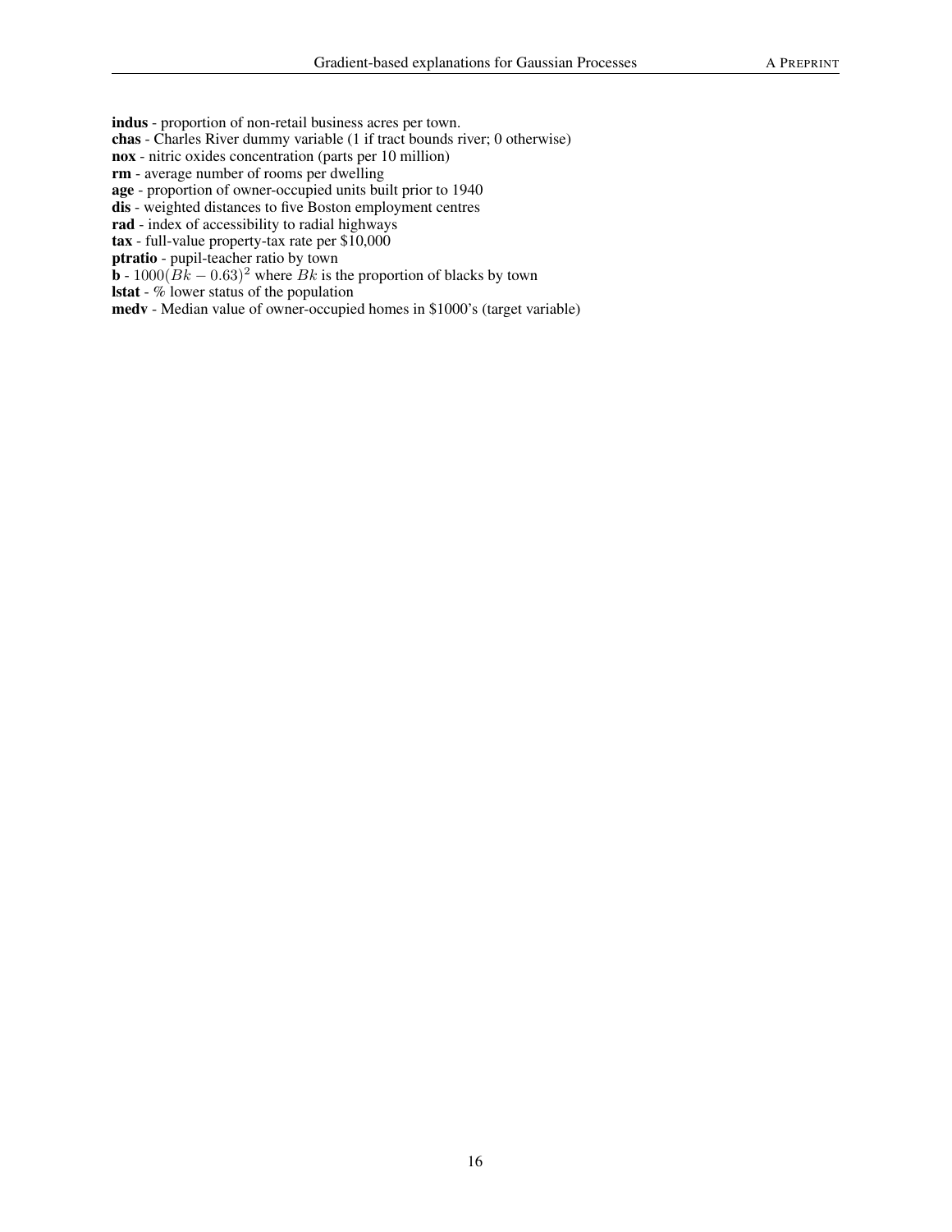**indus** - proportion of non-retail business acres per town.
**chas** - Charles River dummy variable (1 if tract bounds river; 0 otherwise)
**nox** - nitric oxides concentration (parts per 10 million)
**rm** - average number of rooms per dwelling
**age** - proportion of owner-occupied units built prior to 1940
**dis** - weighted distances to five Boston employment centres
**rad** - index of accessibility to radial highways
**tax** - full-value property-tax rate per $10,000
**ptratio** - pupil-teacher ratio by town
**b** - $1000(Bk - 0.63)^2$ where $Bk$ is the proportion of blacks by town
**lstat** - % lower status of the population
**medv** - Median value of owner-occupied homes in $1000's (target variable)